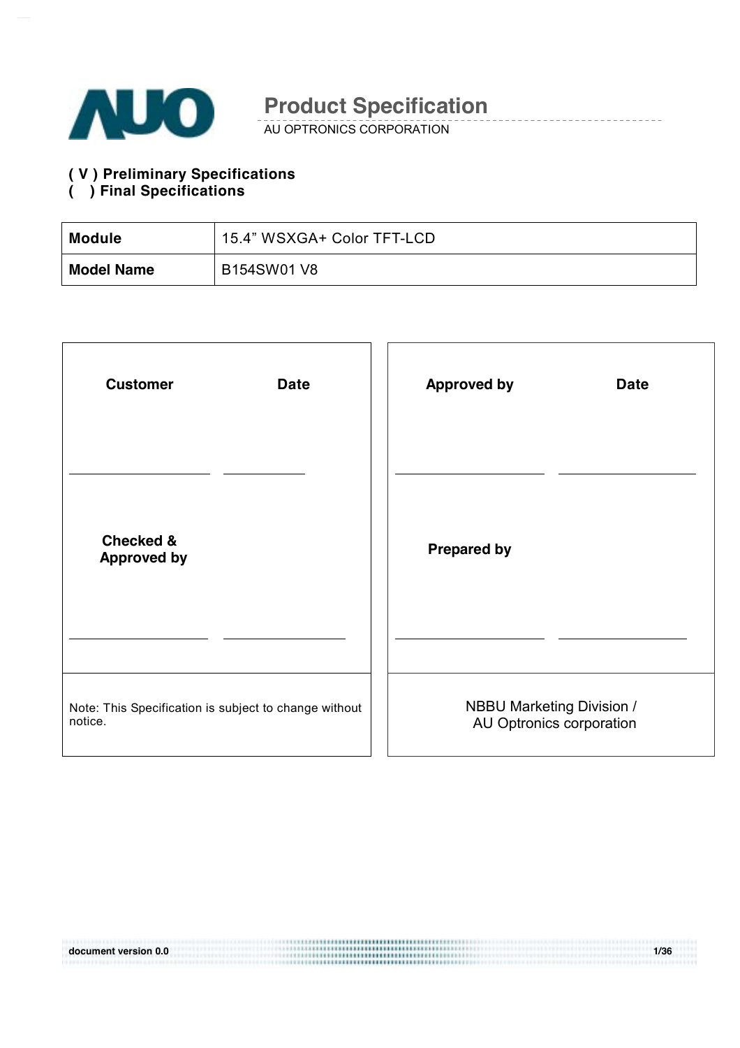# Product Specification

AU OPTRONICS CORPORATION

**( V ) Preliminary Specifications**
**(   ) Final Specifications**

| **Module** | 15.4" WSXGA+ Color TFT-LCD |
|---|---|
| **Model Name** | B154SW01 V8 |

| **Customer** | **Date** | **Approved by** | **Date** |
|---|---|---|---|
| | | | |
| **Checked & Approved by** | | **Prepared by** | |
| | | | |
| Note: This Specification is subject to change without notice. | | NBBU Marketing Division / AU Optronics corporation | |

document version 0.0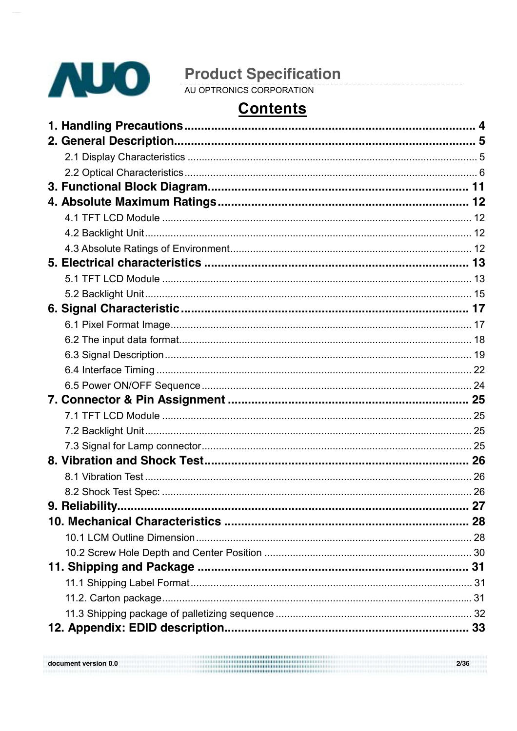# Contents

**1. Handling Precautions ........................................................................................ 4**

**2. General Description............................................................................................ 5**

- 2.1 Display Characteristics ..................................................................................... 5
- 2.2 Optical Characteristics ..................................................................................... 6

**3. Functional Block Diagram................................................................................ 11**

**4. Absolute Maximum Ratings ............................................................................. 12**

- 4.1 TFT LCD Module ............................................................................................. 12
- 4.2 Backlight Unit ................................................................................................... 12
- 4.3 Absolute Ratings of Environment..................................................................... 12

**5. Electrical characteristics ................................................................................. 13**

- 5.1 TFT LCD Module ............................................................................................. 13
- 5.2 Backlight Unit ................................................................................................... 15

**6. Signal Characteristic ....................................................................................... 17**

- 6.1 Pixel Format Image.......................................................................................... 17
- 6.2 The input data format....................................................................................... 18
- 6.3 Signal Description ............................................................................................ 19
- 6.4 Interface Timing ............................................................................................... 22
- 6.5 Power ON/OFF Sequence ................................................................................ 24

**7. Connector & Pin Assignment .......................................................................... 25**

- 7.1 TFT LCD Module ............................................................................................. 25
- 7.2 Backlight Unit ................................................................................................... 25
- 7.3 Signal for Lamp connector................................................................................ 25

**8. Vibration and Shock Test................................................................................. 26**

- 8.1 Vibration Test ................................................................................................... 26
- 8.2 Shock Test Spec: ............................................................................................. 26

**9. Reliability.......................................................................................................... 27**

**10. Mechanical Characteristics ........................................................................... 28**

- 10.1 LCM Outline Dimension ................................................................................. 28
- 10.2 Screw Hole Depth and Center Position .......................................................... 30

**11. Shipping and Package ................................................................................... 31**

- 11.1 Shipping Label Format.................................................................................... 31
- 11.2. Carton package.............................................................................................. 31
- 11.3 Shipping package of palletizing sequence ...................................................... 32

**12. Appendix: EDID description........................................................................... 33**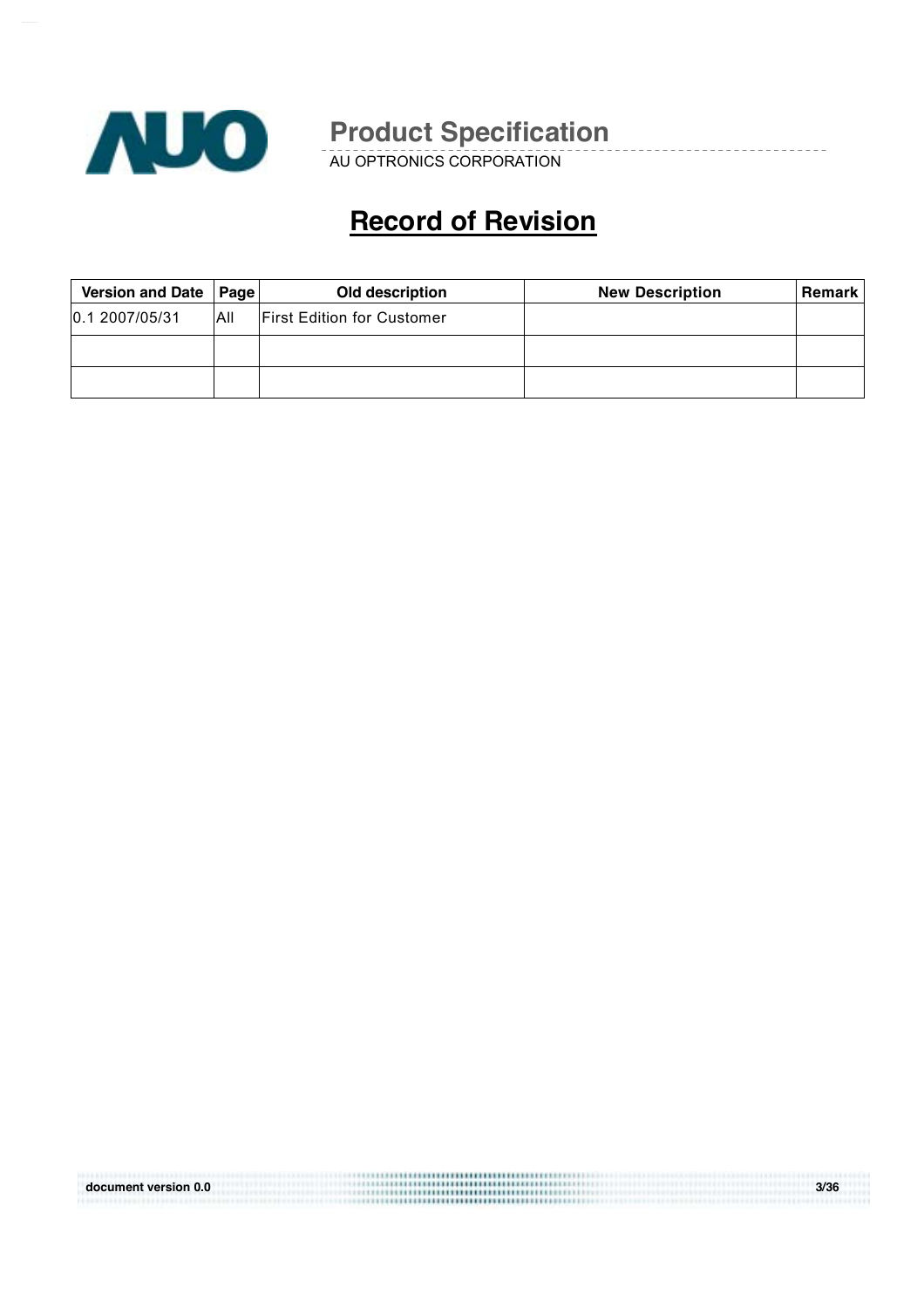# Record of Revision

| Version and Date | Page | Old description | New Description | Remark |
|---|---|---|---|---|
| 0.1 2007/05/31 | All | First Edition for Customer | | |
| | | | | |
| | | | | |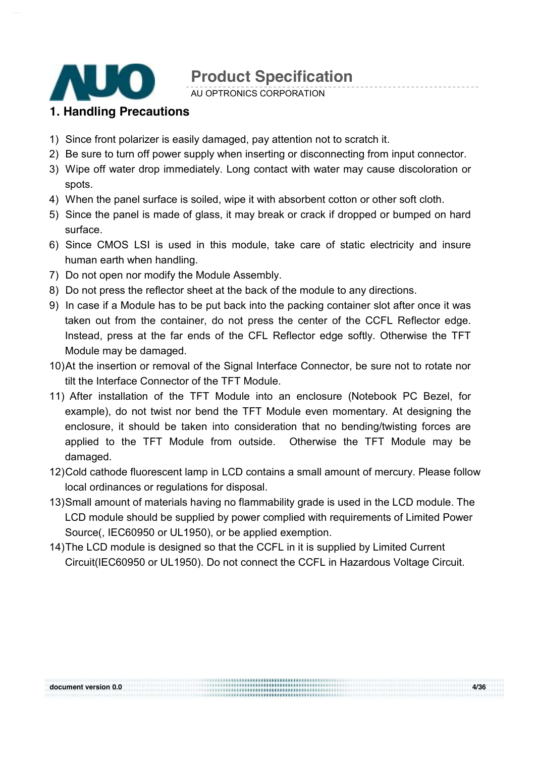# 1. Handling Precautions

1) Since front polarizer is easily damaged, pay attention not to scratch it.
2) Be sure to turn off power supply when inserting or disconnecting from input connector.
3) Wipe off water drop immediately. Long contact with water may cause discoloration or spots.
4) When the panel surface is soiled, wipe it with absorbent cotton or other soft cloth.
5) Since the panel is made of glass, it may break or crack if dropped or bumped on hard surface.
6) Since CMOS LSI is used in this module, take care of static electricity and insure human earth when handling.
7) Do not open nor modify the Module Assembly.
8) Do not press the reflector sheet at the back of the module to any directions.
9) In case if a Module has to be put back into the packing container slot after once it was taken out from the container, do not press the center of the CCFL Reflector edge. Instead, press at the far ends of the CFL Reflector edge softly. Otherwise the TFT Module may be damaged.
10) At the insertion or removal of the Signal Interface Connector, be sure not to rotate nor tilt the Interface Connector of the TFT Module.
11) After installation of the TFT Module into an enclosure (Notebook PC Bezel, for example), do not twist nor bend the TFT Module even momentary. At designing the enclosure, it should be taken into consideration that no bending/twisting forces are applied to the TFT Module from outside. Otherwise the TFT Module may be damaged.
12) Cold cathode fluorescent lamp in LCD contains a small amount of mercury. Please follow local ordinances or regulations for disposal.
13) Small amount of materials having no flammability grade is used in the LCD module. The LCD module should be supplied by power complied with requirements of Limited Power Source(, IEC60950 or UL1950), or be applied exemption.
14) The LCD module is designed so that the CCFL in it is supplied by Limited Current Circuit(IEC60950 or UL1950). Do not connect the CCFL in Hazardous Voltage Circuit.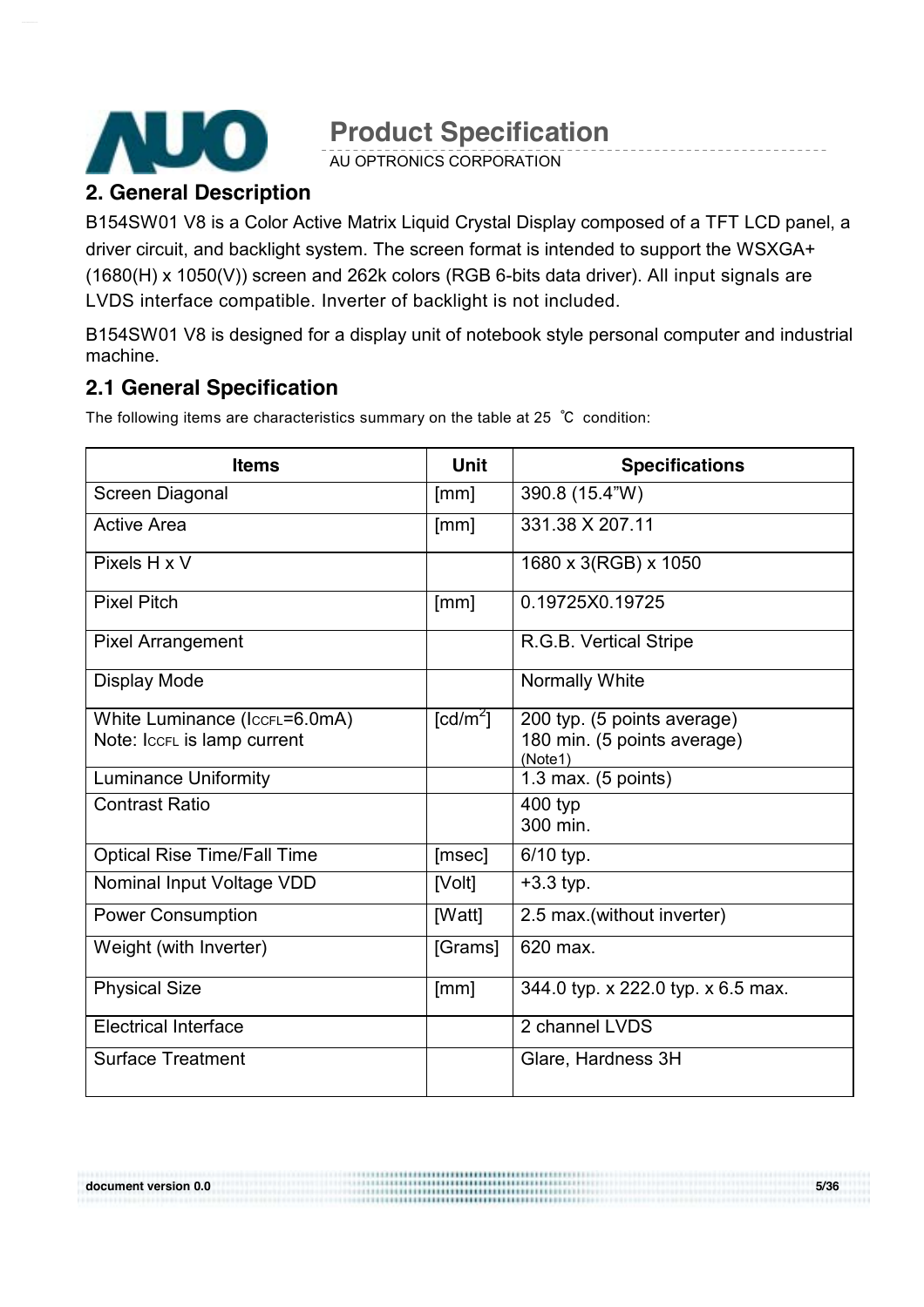## 2. General Description

B154SW01 V8 is a Color Active Matrix Liquid Crystal Display composed of a TFT LCD panel, a driver circuit, and backlight system. The screen format is intended to support the WSXGA+ (1680(H) x 1050(V)) screen and 262k colors (RGB 6-bits data driver). All input signals are LVDS interface compatible. Inverter of backlight is not included.

B154SW01 V8 is designed for a display unit of notebook style personal computer and industrial machine.

### 2.1 General Specification

The following items are characteristics summary on the table at 25 ℃ condition:

| Items | Unit | Specifications |
|---|---|---|
| Screen Diagonal | [mm] | 390.8 (15.4"W) |
| Active Area | [mm] | 331.38 X 207.11 |
| Pixels H x V | | 1680 x 3(RGB) x 1050 |
| Pixel Pitch | [mm] | 0.19725X0.19725 |
| Pixel Arrangement | | R.G.B. Vertical Stripe |
| Display Mode | | Normally White |
| White Luminance ($I_{CCFL}$=6.0mA)<br>Note: $I_{CCFL}$ is lamp current | [cd/m²] | 200 typ. (5 points average)<br>180 min. (5 points average)<br>(Note1) |
| Luminance Uniformity | | 1.3 max. (5 points) |
| Contrast Ratio | | 400 typ<br>300 min. |
| Optical Rise Time/Fall Time | [msec] | 6/10 typ. |
| Nominal Input Voltage VDD | [Volt] | +3.3 typ. |
| Power Consumption | [Watt] | 2.5 max.(without inverter) |
| Weight (with Inverter) | [Grams] | 620 max. |
| Physical Size | [mm] | 344.0 typ. x 222.0 typ. x 6.5 max. |
| Electrical Interface | | 2 channel LVDS |
| Surface Treatment | | Glare, Hardness 3H |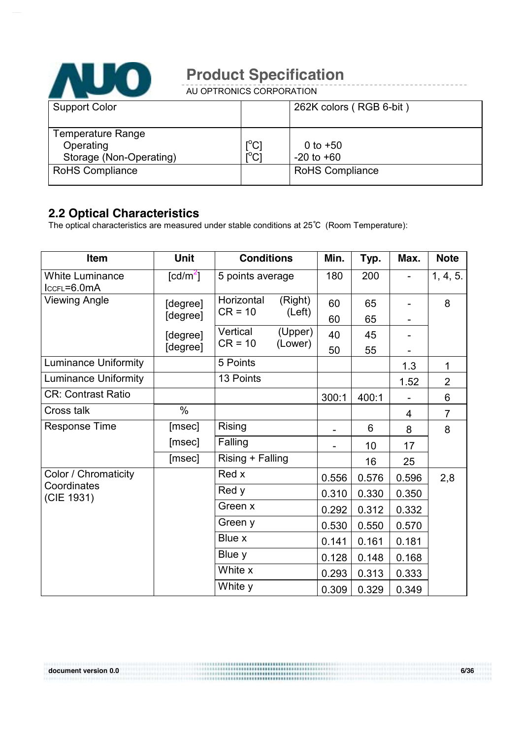| Support Color | | 262K colors ( RGB 6-bit ) |
|---|---|---|
| Temperature Range<br>Operating<br>Storage (Non-Operating) | [°C]<br>[°C] | 0 to +50<br>-20 to +60 |
| RoHS Compliance | | RoHS Compliance |

## 2.2 Optical Characteristics

The optical characteristics are measured under stable conditions at 25℃ (Room Temperature):

| Item | Unit | Conditions | Min. | Typ. | Max. | Note |
|---|---|---|---|---|---|---|
| White Luminance $I_{CCFL}$=6.0mA | [cd/m$^2$] | 5 points average | 180 | 200 | - | 1, 4, 5. |
| Viewing Angle | [degree] | Horizontal (Right) CR = 10 | 60 | 65 | - | 8 |
| | [degree] | Horizontal (Left) CR = 10 | 60 | 65 | - | |
| | [degree] | Vertical (Upper) CR = 10 | 40 | 45 | - | |
| | [degree] | Vertical (Lower) CR = 10 | 50 | 55 | - | |
| Luminance Uniformity | | 5 Points | | | 1.3 | 1 |
| Luminance Uniformity | | 13 Points | | | 1.52 | 2 |
| CR: Contrast Ratio | | | 300:1 | 400:1 | - | 6 |
| Cross talk | % | | | | 4 | 7 |
| Response Time | [msec] | Rising | - | 6 | 8 | 8 |
| | [msec] | Falling | - | 10 | 17 | |
| | [msec] | Rising + Falling | | 16 | 25 | |
| Color / Chromaticity Coordinates (CIE 1931) | | Red x | 0.556 | 0.576 | 0.596 | 2,8 |
| | | Red y | 0.310 | 0.330 | 0.350 | |
| | | Green x | 0.292 | 0.312 | 0.332 | |
| | | Green y | 0.530 | 0.550 | 0.570 | |
| | | Blue x | 0.141 | 0.161 | 0.181 | |
| | | Blue y | 0.128 | 0.148 | 0.168 | |
| | | White x | 0.293 | 0.313 | 0.333 | |
| | | White y | 0.309 | 0.329 | 0.349 | |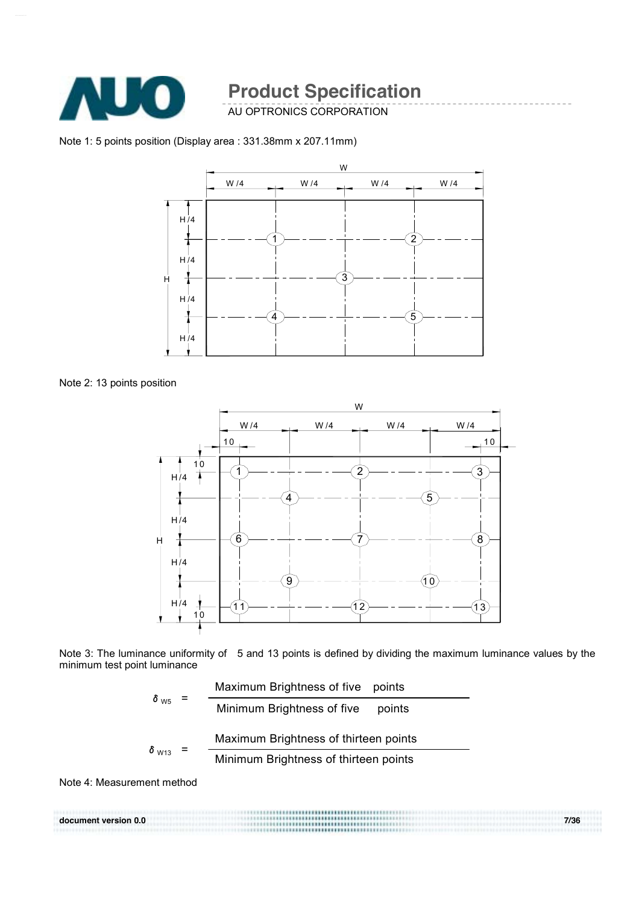Note 1: 5 points position (Display area : 331.38mm x 207.11mm)

Note 2: 13 points position

Note 3: The luminance uniformity of 5 and 13 points is defined by dividing the maximum luminance values by the minimum test point luminance

$$\delta_{W5} = \frac{\text{Maximum Brightness of five points}}{\text{Minimum Brightness of five points}}$$

$$\delta_{W13} = \frac{\text{Maximum Brightness of thirteen points}}{\text{Minimum Brightness of thirteen points}}$$

Note 4: Measurement method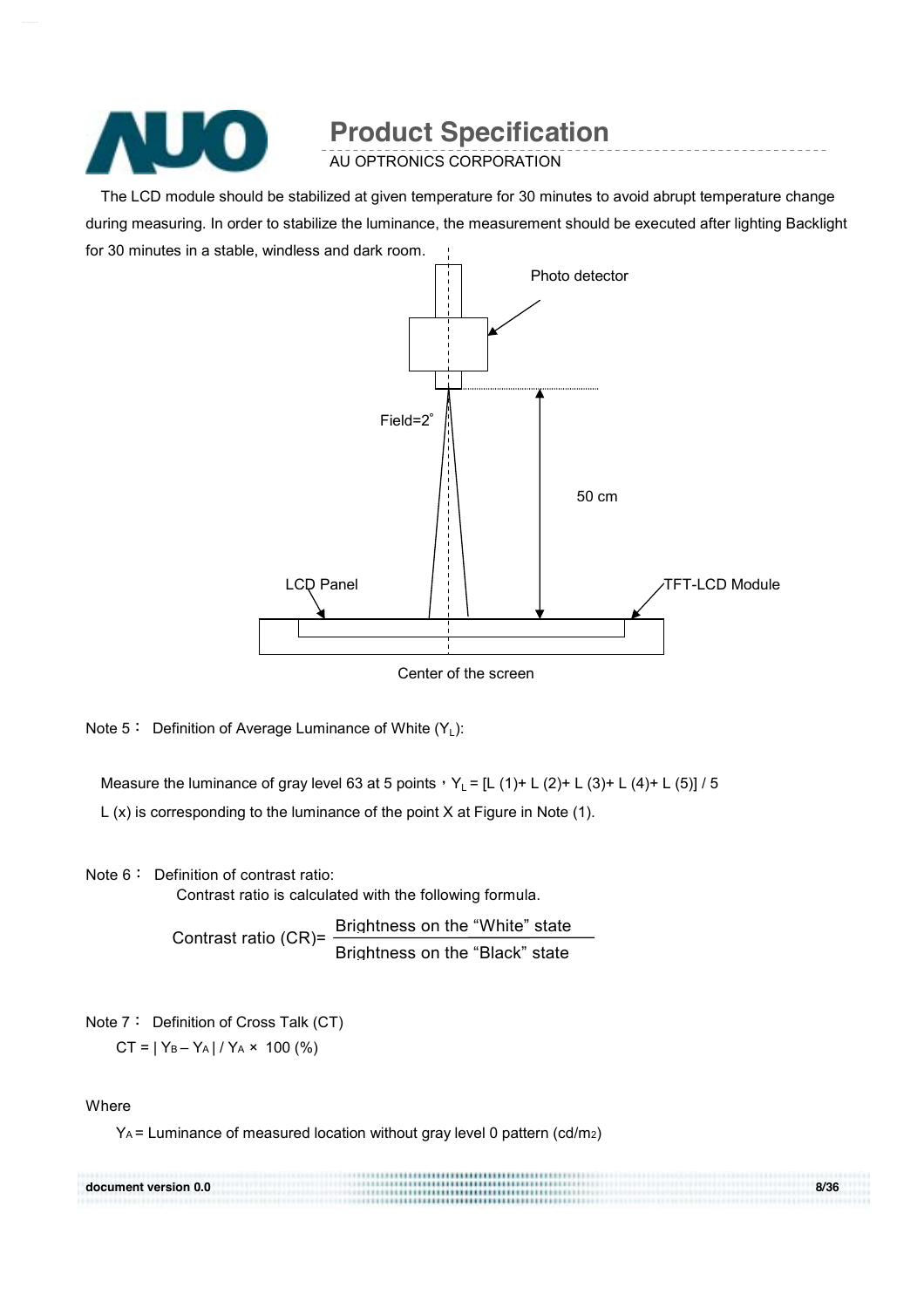The LCD module should be stabilized at given temperature for 30 minutes to avoid abrupt temperature change during measuring. In order to stabilize the luminance, the measurement should be executed after lighting Backlight for 30 minutes in a stable, windless and dark room.

Photo detector

Field=2°

50 cm

LCD Panel

TFT-LCD Module

Center of the screen

Note 5： Definition of Average Luminance of White ($Y_L$):

Measure the luminance of gray level 63 at 5 points，$Y_L$ = [L (1)+ L (2)+ L (3)+ L (4)+ L (5)] / 5

L (x) is corresponding to the luminance of the point X at Figure in Note (1).

Note 6： Definition of contrast ratio:

Contrast ratio is calculated with the following formula.

$$\text{Contrast ratio (CR)} = \frac{\text{Brightness on the "White" state}}{\text{Brightness on the "Black" state}}$$

Note 7： Definition of Cross Talk (CT)

$$CT = | Y_B - Y_A | / Y_A \times 100\ (\%)$$

Where

$Y_A$ = Luminance of measured location without gray level 0 pattern (cd/$m^2$)

document version 0.0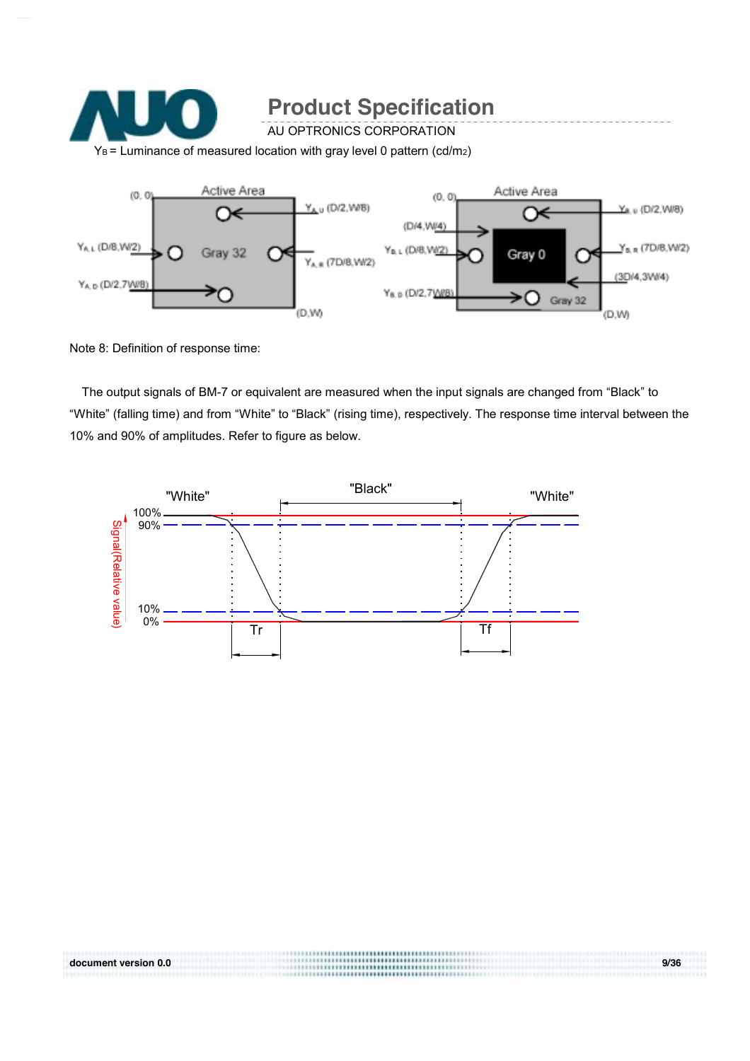$Y_B$ = Luminance of measured location with gray level 0 pattern (cd/m2)

Note 8: Definition of response time:

The output signals of BM-7 or equivalent are measured when the input signals are changed from "Black" to "White" (falling time) and from "White" to "Black" (rising time), respectively. The response time interval between the 10% and 90% of amplitudes. Refer to figure as below.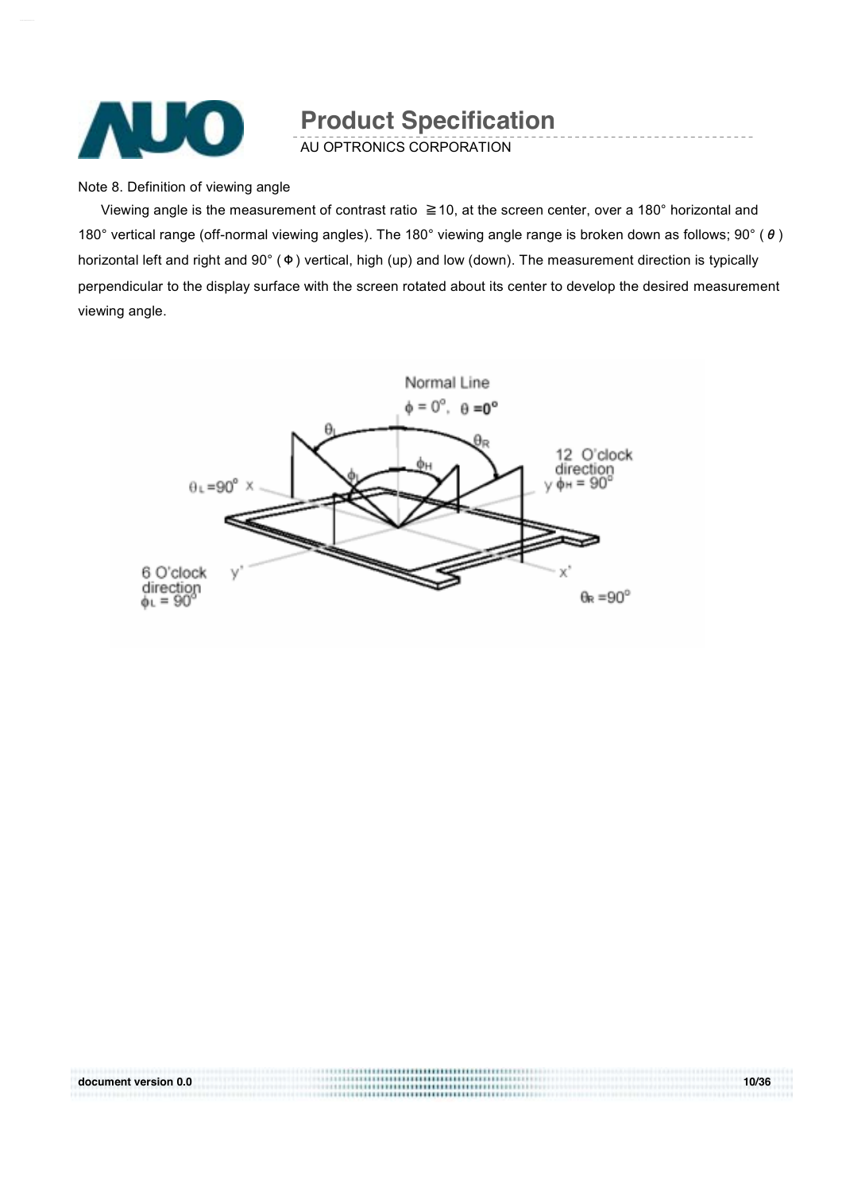Note 8. Definition of viewing angle

Viewing angle is the measurement of contrast ratio ≧10, at the screen center, over a 180° horizontal and 180° vertical range (off-normal viewing angles). The 180° viewing angle range is broken down as follows; 90° ( $\theta$ ) horizontal left and right and 90° ( Φ ) vertical, high (up) and low (down). The measurement direction is typically perpendicular to the display surface with the screen rotated about its center to develop the desired measurement viewing angle.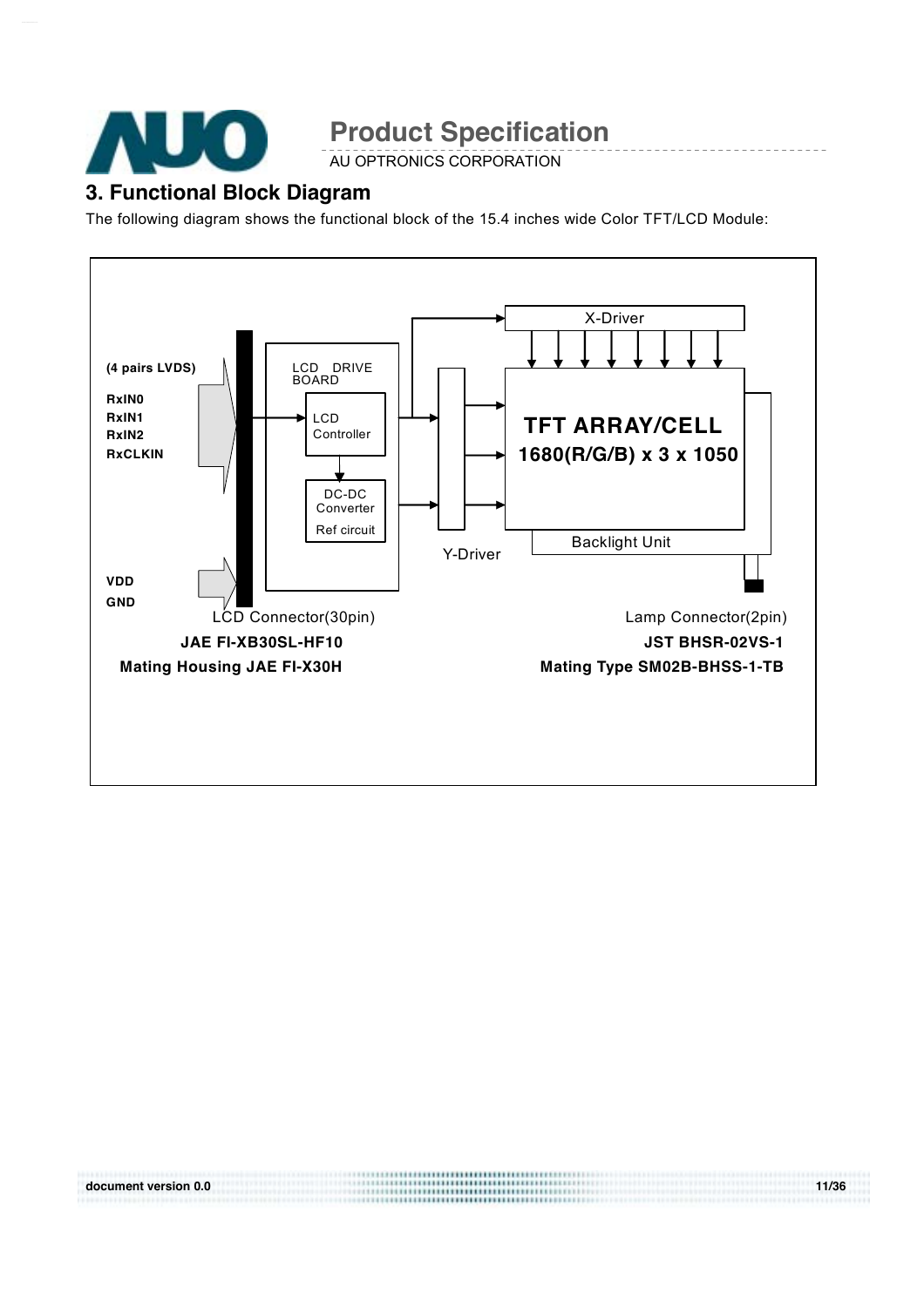## 3. Functional Block Diagram

The following diagram shows the functional block of the 15.4 inches wide Color TFT/LCD Module:

(4 pairs LVDS)

RxIN0
RxIN1
RxIN2
RxCLKIN

VDD
GND

LCD DRIVE BOARD

LCD Controller

DC-DC Converter

Ref circuit

X-Driver

Y-Driver

TFT ARRAY/CELL
1680(R/G/B) x 3 x 1050

Backlight Unit

LCD Connector(30pin)
**JAE FI-XB30SL-HF10**
**Mating Housing JAE FI-X30H**

Lamp Connector(2pin)
**JST BHSR-02VS-1**
**Mating Type SM02B-BHSS-1-TB**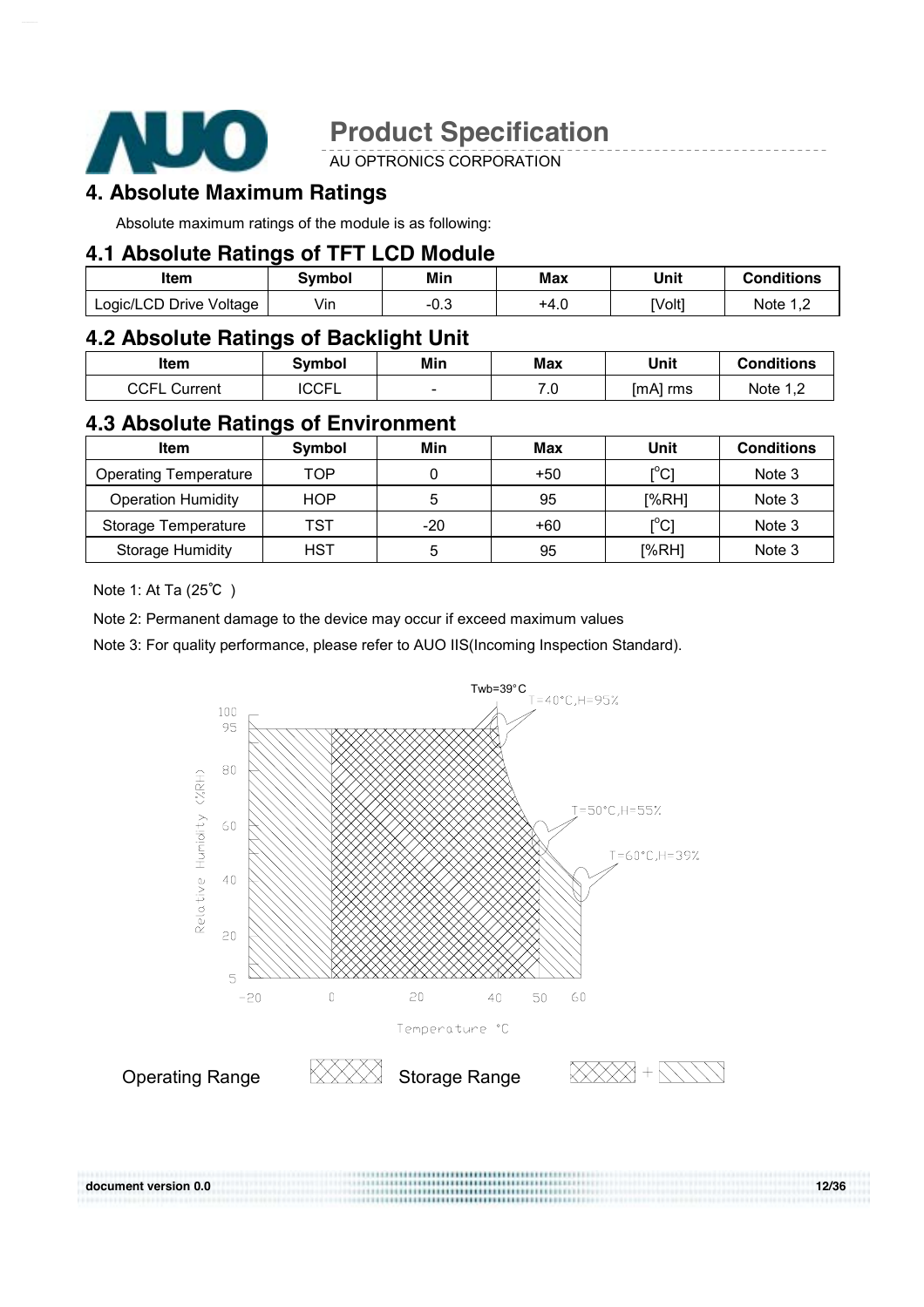## 4. Absolute Maximum Ratings

Absolute maximum ratings of the module is as following:

### 4.1 Absolute Ratings of TFT LCD Module

| Item | Symbol | Min | Max | Unit | Conditions |
|---|---|---|---|---|---|
| Logic/LCD Drive Voltage | Vin | -0.3 | +4.0 | [Volt] | Note 1,2 |

### 4.2 Absolute Ratings of Backlight Unit

| Item | Symbol | Min | Max | Unit | Conditions |
|---|---|---|---|---|---|
| CCFL Current | ICCFL | - | 7.0 | [mA] rms | Note 1,2 |

### 4.3 Absolute Ratings of Environment

| Item | Symbol | Min | Max | Unit | Conditions |
|---|---|---|---|---|---|
| Operating Temperature | TOP | 0 | +50 | [°C] | Note 3 |
| Operation Humidity | HOP | 5 | 95 | [%RH] | Note 3 |
| Storage Temperature | TST | -20 | +60 | [°C] | Note 3 |
| Storage Humidity | HST | 5 | 95 | [%RH] | Note 3 |

Note 1: At Ta (25℃ )

Note 2: Permanent damage to the device may occur if exceed maximum values

Note 3: For quality performance, please refer to AUO IIS(Incoming Inspection Standard).

Twb=39°C
T=40°C,H=95%
T=50°C,H=55%
T=60°C,H=39%

Relative Humidity (%RH): 5, 20, 40, 60, 80, 95, 100

Temperature °C: -20, 0, 20, 40, 50, 60

Operating Range (cross-hatched) — Storage Range (cross-hatched + diagonal hatched)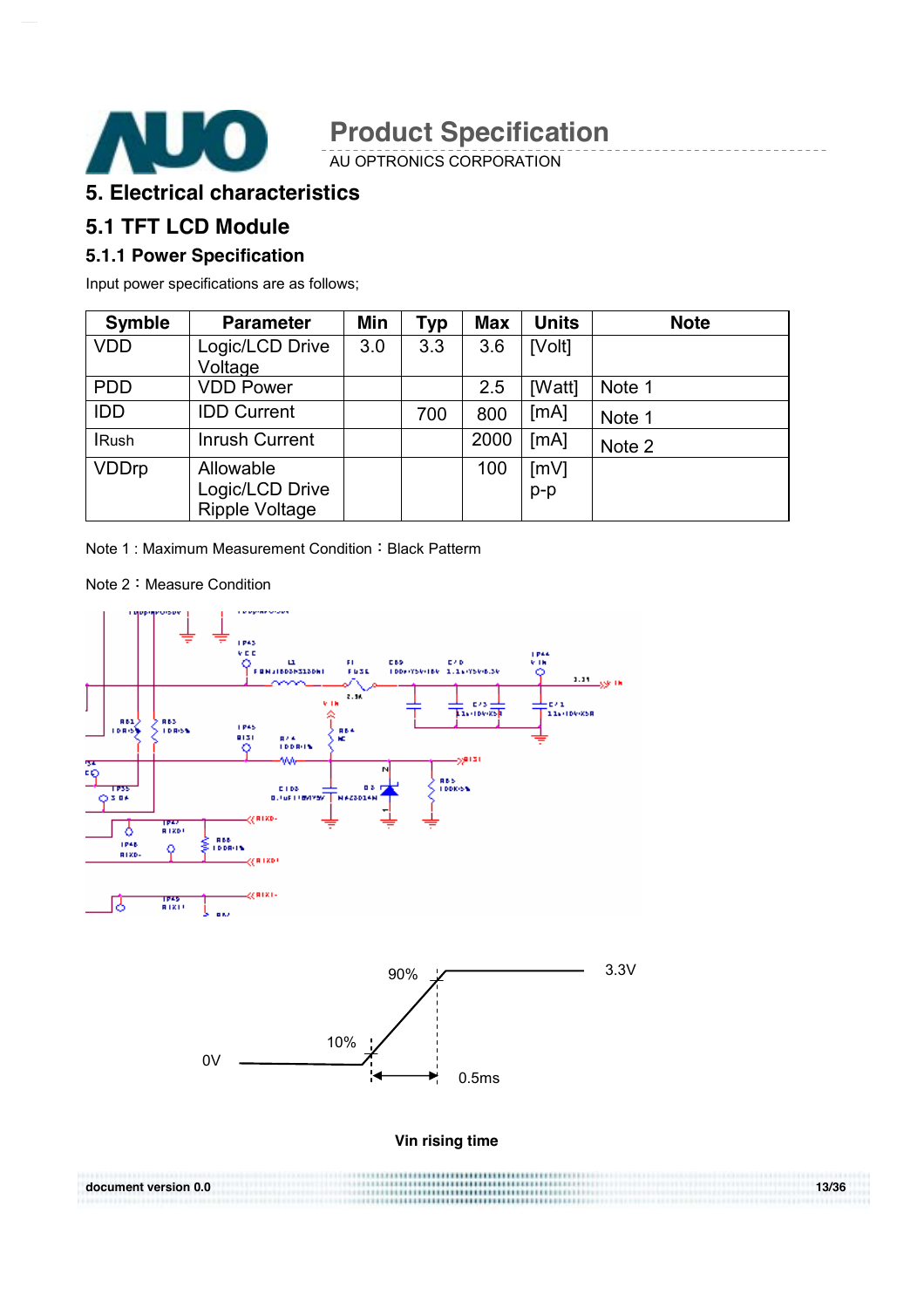# 5. Electrical characteristics

## 5.1 TFT LCD Module

### 5.1.1 Power Specification

Input power specifications are as follows;

| Symble | Parameter | Min | Typ | Max | Units | Note |
|---|---|---|---|---|---|---|
| VDD | Logic/LCD Drive Voltage | 3.0 | 3.3 | 3.6 | [Volt] | |
| PDD | VDD Power | | | 2.5 | [Watt] | Note 1 |
| IDD | IDD Current | | 700 | 800 | [mA] | Note 1 |
| IRush | Inrush Current | | | 2000 | [mA] | Note 2 |
| VDDrp | Allowable Logic/LCD Drive Ripple Voltage | | | 100 | [mV] p-p | |

Note 1 : Maximum Measurement Condition：Black Patterm

Note 2：Measure Condition

90%

3.3V

10%

0V

0.5ms

**Vin rising time**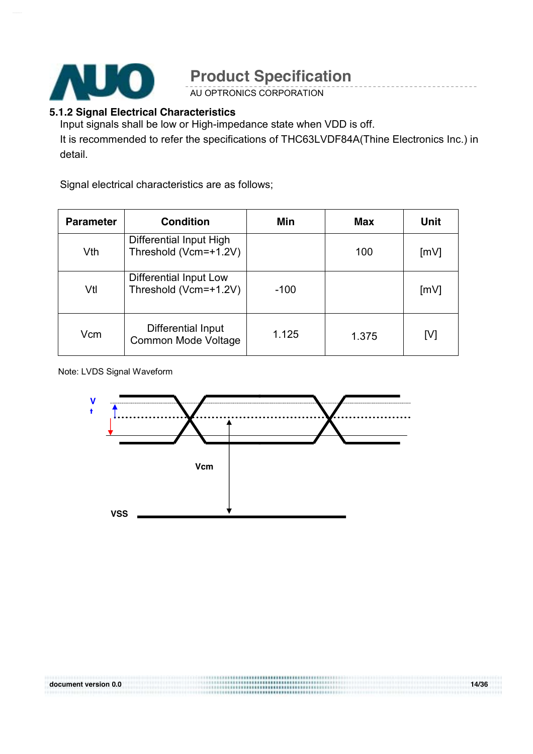### 5.1.2 Signal Electrical Characteristics

Input signals shall be low or High-impedance state when VDD is off.

It is recommended to refer the specifications of THC63LVDF84A(Thine Electronics Inc.) in detail.

Signal electrical characteristics are as follows;

| Parameter | Condition | Min | Max | Unit |
|---|---|---|---|---|
| Vth | Differential Input High Threshold (Vcm=+1.2V) | | 100 | [mV] |
| Vtl | Differential Input Low Threshold (Vcm=+1.2V) | -100 | | [mV] |
| Vcm | Differential Input Common Mode Voltage | 1.125 | 1.375 | [V] |

Note: LVDS Signal Waveform

Vt

Vcm

VSS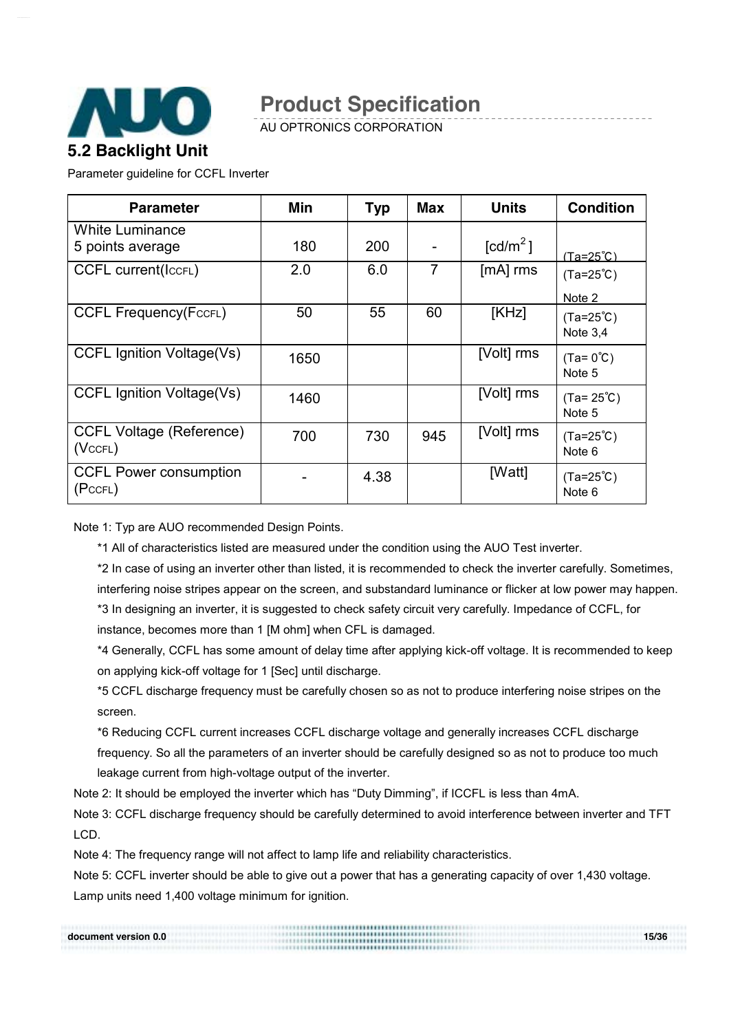## 5.2 Backlight Unit

Parameter guideline for CCFL Inverter

| Parameter | Min | Typ | Max | Units | Condition |
|---|---|---|---|---|---|
| White Luminance 5 points average | 180 | 200 | - | [cd/m$^2$] | (Ta=25℃) |
| CCFL current($I_{CCFL}$) | 2.0 | 6.0 | 7 | [mA] rms | (Ta=25℃) Note 2 |
| CCFL Frequency($F_{CCFL}$) | 50 | 55 | 60 | [KHz] | (Ta=25℃) Note 3,4 |
| CCFL Ignition Voltage(Vs) | 1650 | | | [Volt] rms | (Ta= 0℃) Note 5 |
| CCFL Ignition Voltage(Vs) | 1460 | | | [Volt] rms | (Ta= 25℃) Note 5 |
| CCFL Voltage (Reference) ($V_{CCFL}$) | 700 | 730 | 945 | [Volt] rms | (Ta=25℃) Note 6 |
| CCFL Power consumption ($P_{CCFL}$) | - | 4.38 | | [Watt] | (Ta=25℃) Note 6 |

Note 1: Typ are AUO recommended Design Points.

*1 All of characteristics listed are measured under the condition using the AUO Test inverter.

*2 In case of using an inverter other than listed, it is recommended to check the inverter carefully. Sometimes, interfering noise stripes appear on the screen, and substandard luminance or flicker at low power may happen.

*3 In designing an inverter, it is suggested to check safety circuit very carefully. Impedance of CCFL, for instance, becomes more than 1 [M ohm] when CFL is damaged.

*4 Generally, CCFL has some amount of delay time after applying kick-off voltage. It is recommended to keep on applying kick-off voltage for 1 [Sec] until discharge.

*5 CCFL discharge frequency must be carefully chosen so as not to produce interfering noise stripes on the screen.

*6 Reducing CCFL current increases CCFL discharge voltage and generally increases CCFL discharge frequency. So all the parameters of an inverter should be carefully designed so as not to produce too much leakage current from high-voltage output of the inverter.

Note 2: It should be employed the inverter which has "Duty Dimming", if ICCFL is less than 4mA.

Note 3: CCFL discharge frequency should be carefully determined to avoid interference between inverter and TFT LCD.

Note 4: The frequency range will not affect to lamp life and reliability characteristics.

Note 5: CCFL inverter should be able to give out a power that has a generating capacity of over 1,430 voltage. Lamp units need 1,400 voltage minimum for ignition.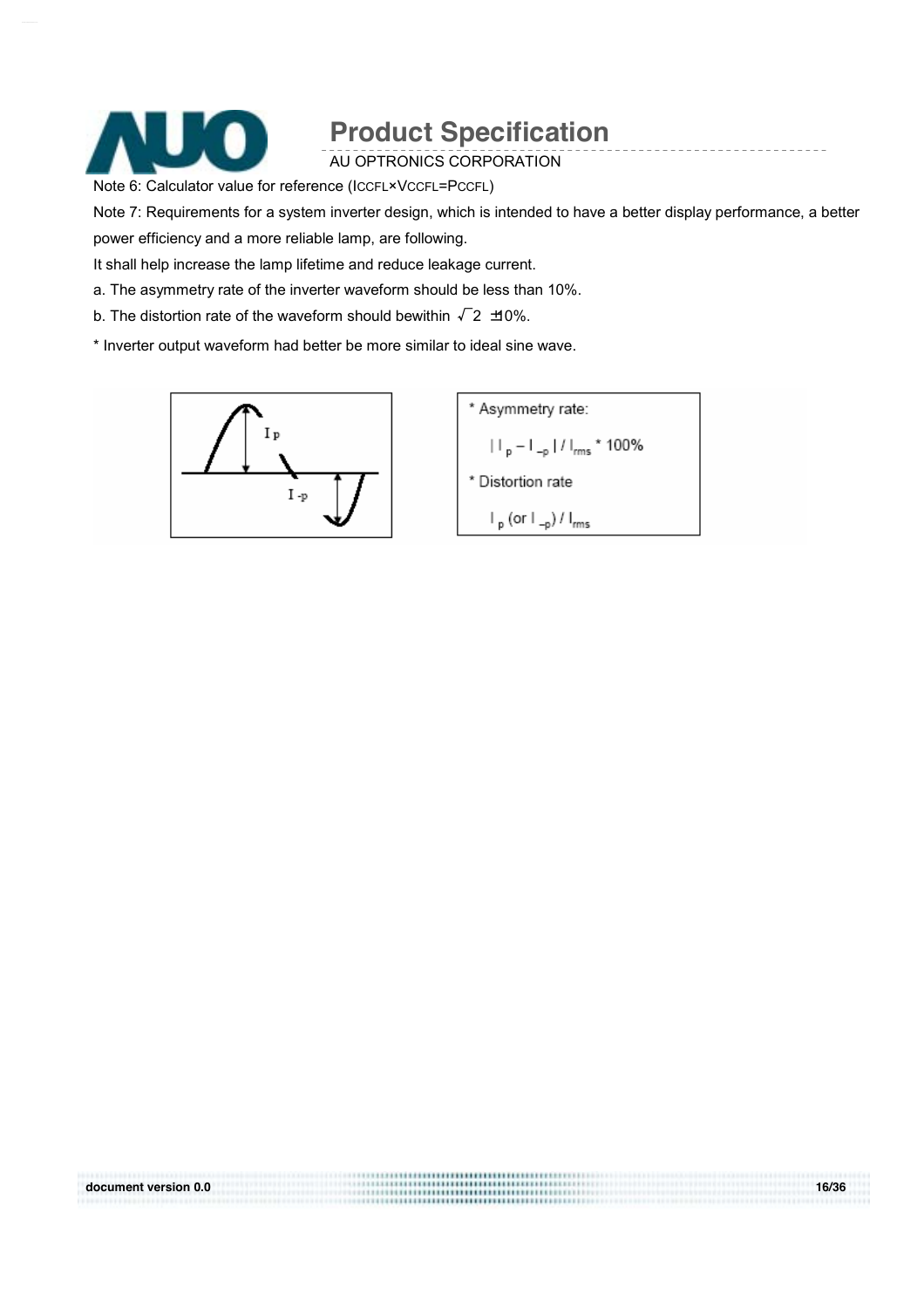Note 6: Calculator value for reference ($I_{CCFL} \times V_{CCFL} = P_{CCFL}$)

Note 7: Requirements for a system inverter design, which is intended to have a better display performance, a better power efficiency and a more reliable lamp, are following.

It shall help increase the lamp lifetime and reduce leakage current.

a. The asymmetry rate of the inverter waveform should be less than 10%.

b. The distortion rate of the waveform should bewithin $\sqrt{2}$ ±10%.

* Inverter output waveform had better be more similar to ideal sine wave.

* Asymmetry rate:

$| I_p - I_{-p} | / I_{rms} * 100\%$

* Distortion rate

$I_p$ (or $I_{-p}$) / $I_{rms}$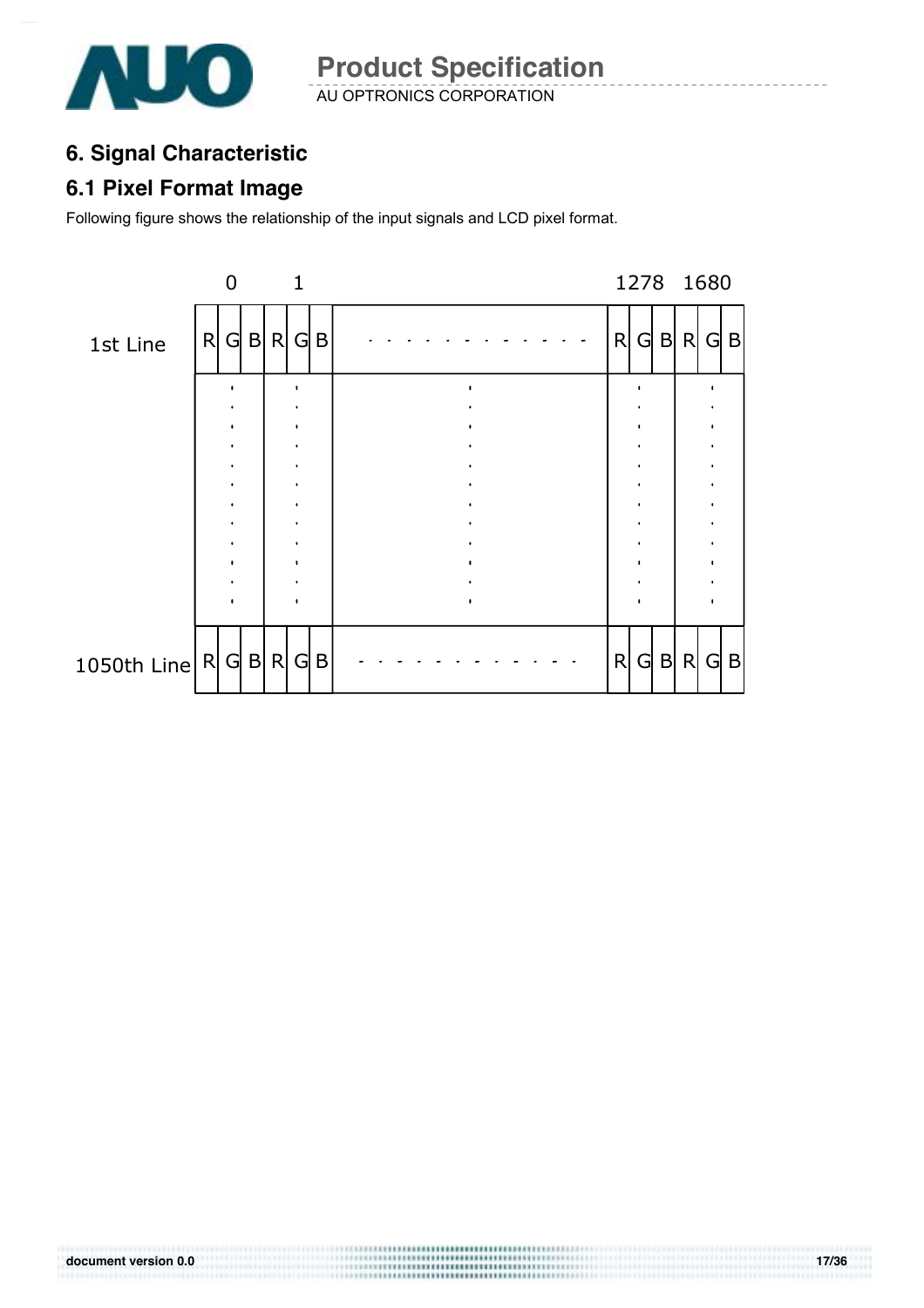## 6. Signal Characteristic

### 6.1 Pixel Format Image

Following figure shows the relationship of the input signals and LCD pixel format.

|  | 0 | | | 1 | | | | 1278 | | | 1680 | | |
|---|---|---|---|---|---|---|---|---|---|---|---|---|---|
| 1st Line | R | G | B | R | G | B | - - - - - - - - - - - - - | R | G | B | R | G | B |
|  | ⋮ | | | ⋮ | | | ⋮ | ⋮ | | | ⋮ | | |
| 1050th Line | R | G | B | R | G | B | - - - - - - - - - - - - - | R | G | B | R | G | B |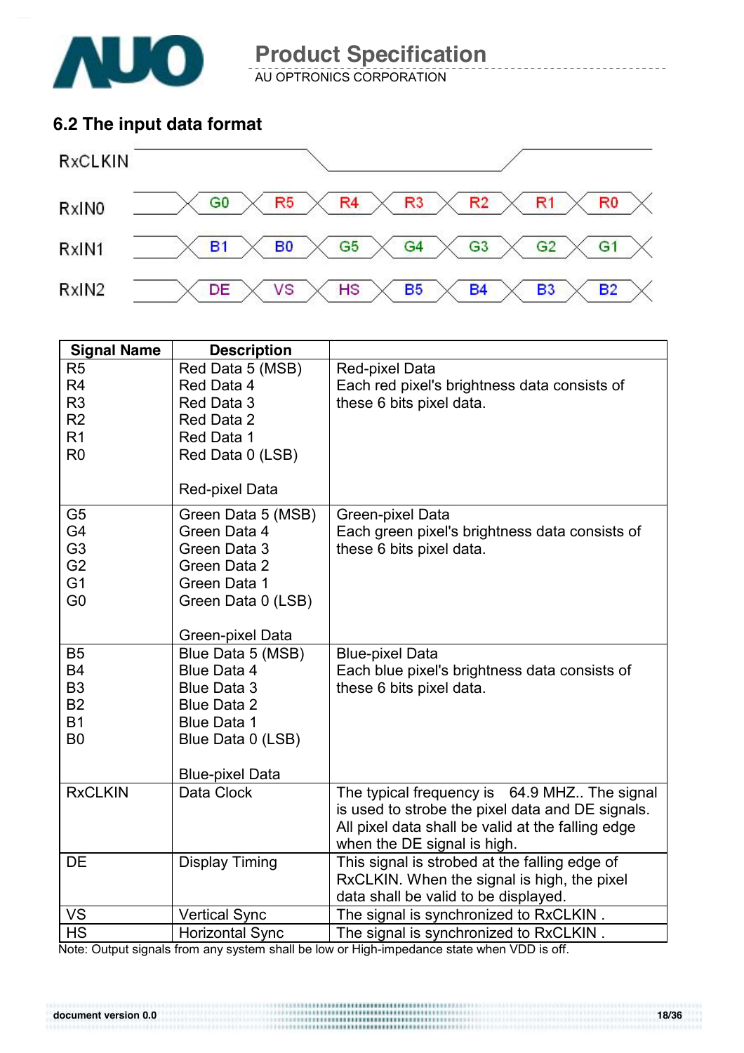## 6.2 The input data format

| Signal | | | | | | | |
|---|---|---|---|---|---|---|---|
| RxCLKIN | | | | | | | |
| RxIN0 | G0 | R5 | R4 | R3 | R2 | R1 | R0 |
| RxIN1 | B1 | B0 | G5 | G4 | G3 | G2 | G1 |
| RxIN2 | DE | VS | HS | B5 | B4 | B3 | B2 |

| Signal Name | Description | |
|---|---|---|
| R5<br>R4<br>R3<br>R2<br>R1<br>R0 | Red Data 5 (MSB)<br>Red Data 4<br>Red Data 3<br>Red Data 2<br>Red Data 1<br>Red Data 0 (LSB)<br><br>Red-pixel Data | Red-pixel Data<br>Each red pixel's brightness data consists of these 6 bits pixel data. |
| G5<br>G4<br>G3<br>G2<br>G1<br>G0 | Green Data 5 (MSB)<br>Green Data 4<br>Green Data 3<br>Green Data 2<br>Green Data 1<br>Green Data 0 (LSB)<br><br>Green-pixel Data | Green-pixel Data<br>Each green pixel's brightness data consists of these 6 bits pixel data. |
| B5<br>B4<br>B3<br>B2<br>B1<br>B0 | Blue Data 5 (MSB)<br>Blue Data 4<br>Blue Data 3<br>Blue Data 2<br>Blue Data 1<br>Blue Data 0 (LSB)<br><br>Blue-pixel Data | Blue-pixel Data<br>Each blue pixel's brightness data consists of these 6 bits pixel data. |
| RxCLKIN | Data Clock | The typical frequency is 64.9 MHZ.. The signal is used to strobe the pixel data and DE signals. All pixel data shall be valid at the falling edge when the DE signal is high. |
| DE | Display Timing | This signal is strobed at the falling edge of RxCLKIN. When the signal is high, the pixel data shall be valid to be displayed. |
| VS | Vertical Sync | The signal is synchronized to RxCLKIN . |
| HS | Horizontal Sync | The signal is synchronized to RxCLKIN . |

Note: Output signals from any system shall be low or High-impedance state when VDD is off.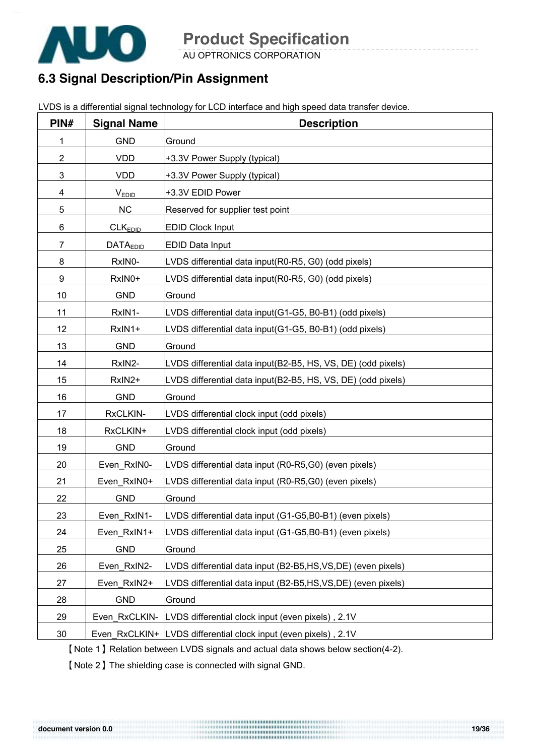## 6.3 Signal Description/Pin Assignment

LVDS is a differential signal technology for LCD interface and high speed data transfer device.

| PIN# | Signal Name | Description |
|---|---|---|
| 1 | GND | Ground |
| 2 | VDD | +3.3V Power Supply (typical) |
| 3 | VDD | +3.3V Power Supply (typical) |
| 4 | $V_{EDID}$ | +3.3V EDID Power |
| 5 | NC | Reserved for supplier test point |
| 6 | $CLK_{EDID}$ | EDID Clock Input |
| 7 | $DATA_{EDID}$ | EDID Data Input |
| 8 | RxIN0- | LVDS differential data input(R0-R5, G0) (odd pixels) |
| 9 | RxIN0+ | LVDS differential data input(R0-R5, G0) (odd pixels) |
| 10 | GND | Ground |
| 11 | RxIN1- | LVDS differential data input(G1-G5, B0-B1) (odd pixels) |
| 12 | RxIN1+ | LVDS differential data input(G1-G5, B0-B1) (odd pixels) |
| 13 | GND | Ground |
| 14 | RxIN2- | LVDS differential data input(B2-B5, HS, VS, DE) (odd pixels) |
| 15 | RxIN2+ | LVDS differential data input(B2-B5, HS, VS, DE) (odd pixels) |
| 16 | GND | Ground |
| 17 | RxCLKIN- | LVDS differential clock input (odd pixels) |
| 18 | RxCLKIN+ | LVDS differential clock input (odd pixels) |
| 19 | GND | Ground |
| 20 | Even_RxIN0- | LVDS differential data input (R0-R5,G0) (even pixels) |
| 21 | Even_RxIN0+ | LVDS differential data input (R0-R5,G0) (even pixels) |
| 22 | GND | Ground |
| 23 | Even_RxIN1- | LVDS differential data input (G1-G5,B0-B1) (even pixels) |
| 24 | Even_RxIN1+ | LVDS differential data input (G1-G5,B0-B1) (even pixels) |
| 25 | GND | Ground |
| 26 | Even_RxIN2- | LVDS differential data input (B2-B5,HS,VS,DE) (even pixels) |
| 27 | Even_RxIN2+ | LVDS differential data input (B2-B5,HS,VS,DE) (even pixels) |
| 28 | GND | Ground |
| 29 | Even_RxCLKIN- | LVDS differential clock input (even pixels) , 2.1V |
| 30 | Even_RxCLKIN+ | LVDS differential clock input (even pixels) , 2.1V |

【Note 1】Relation between LVDS signals and actual data shows below section(4-2).

【Note 2】The shielding case is connected with signal GND.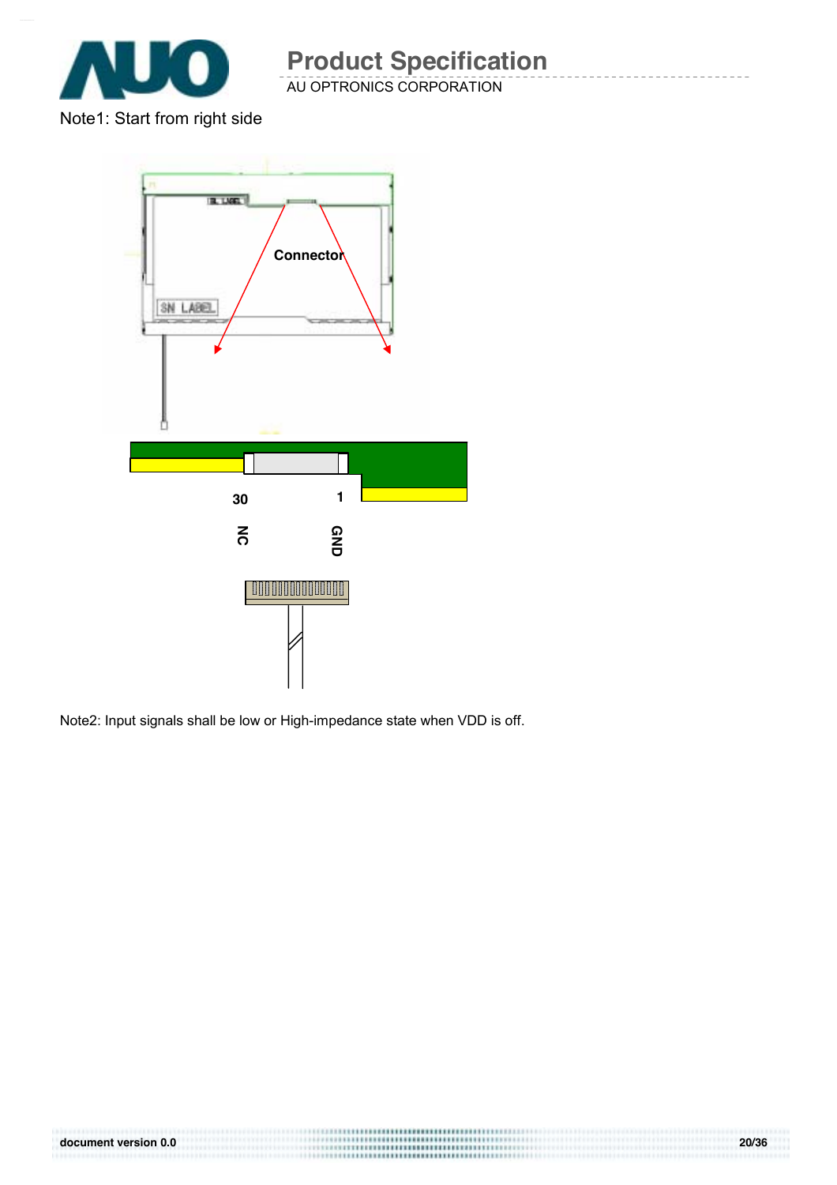Note1: Start from right side

Connector

30 NC

1 GND

Note2: Input signals shall be low or High-impedance state when VDD is off.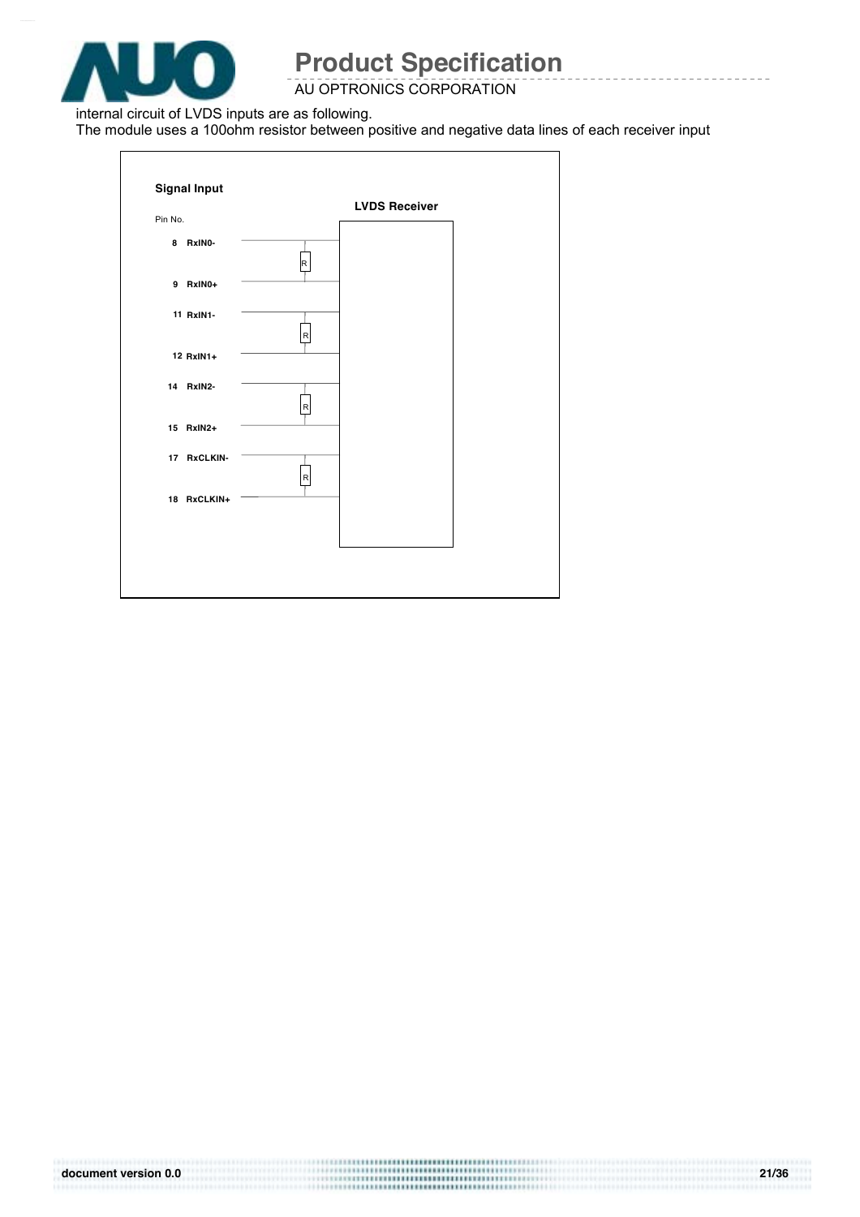internal circuit of LVDS inputs are as following.

The module uses a 100ohm resistor between positive and negative data lines of each receiver input

**Signal Input**

Pin No.

**LVDS Receiver**

| Pin No. | Signal |
| --- | --- |
| 8 | RxIN0- |
| 9 | RxIN0+ |
| 11 | RxIN1- |
| 12 | RxIN1+ |
| 14 | RxIN2- |
| 15 | RxIN2+ |
| 17 | RxCLKIN- |
| 18 | RxCLKIN+ |

R (between each negative/positive pair)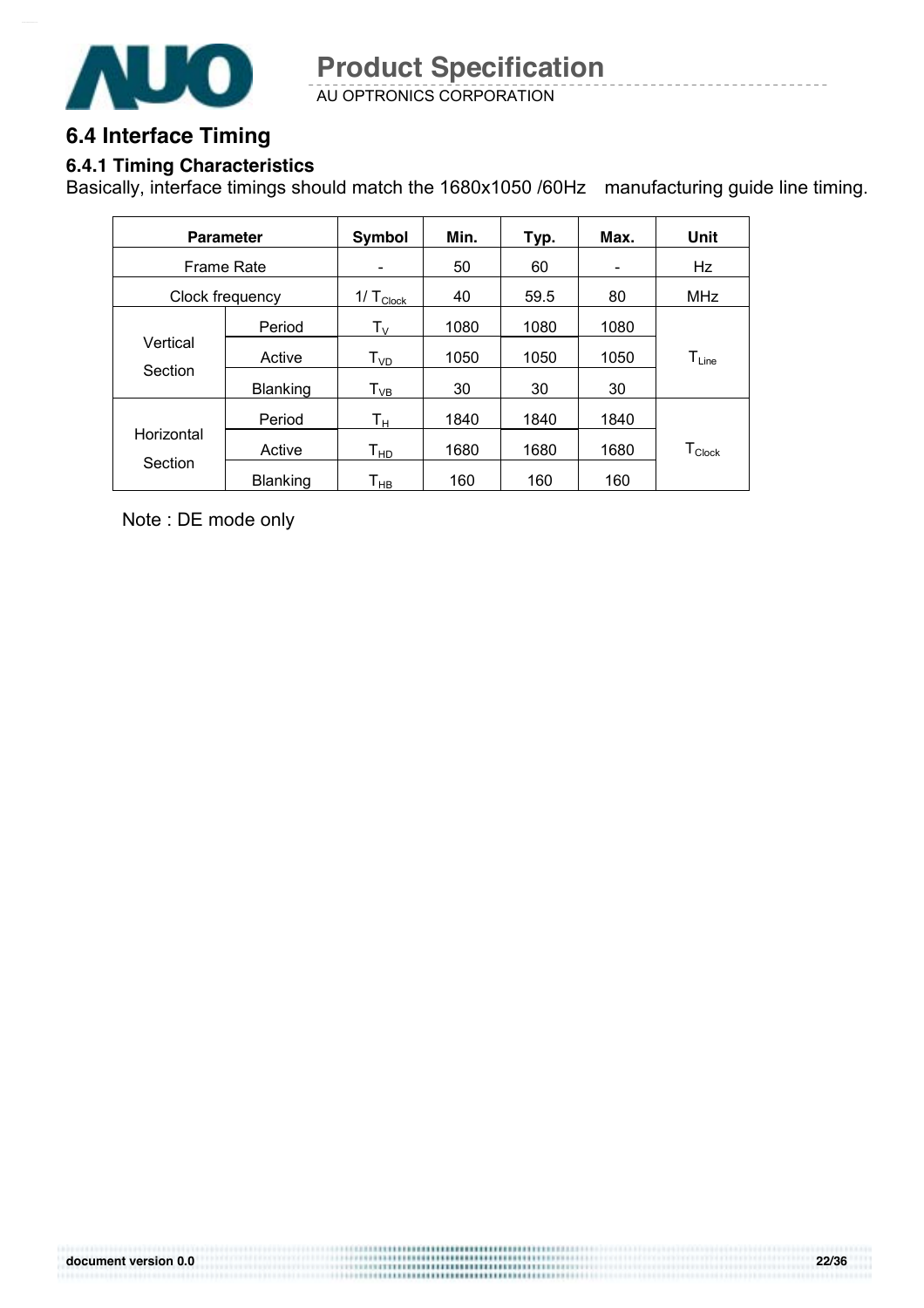## 6.4 Interface Timing

### 6.4.1 Timing Characteristics

Basically, interface timings should match the 1680x1050 /60Hz manufacturing guide line timing.

| Parameter | | Symbol | Min. | Typ. | Max. | Unit |
|---|---|---|---|---|---|---|
| Frame Rate | | - | 50 | 60 | - | Hz |
| Clock frequency | | $1/T_{Clock}$ | 40 | 59.5 | 80 | MHz |
| Vertical Section | Period | $T_V$ | 1080 | 1080 | 1080 | $T_{Line}$ |
| | Active | $T_{VD}$ | 1050 | 1050 | 1050 | |
| | Blanking | $T_{VB}$ | 30 | 30 | 30 | |
| Horizontal Section | Period | $T_H$ | 1840 | 1840 | 1840 | $T_{Clock}$ |
| | Active | $T_{HD}$ | 1680 | 1680 | 1680 | |
| | Blanking | $T_{HB}$ | 160 | 160 | 160 | |

Note : DE mode only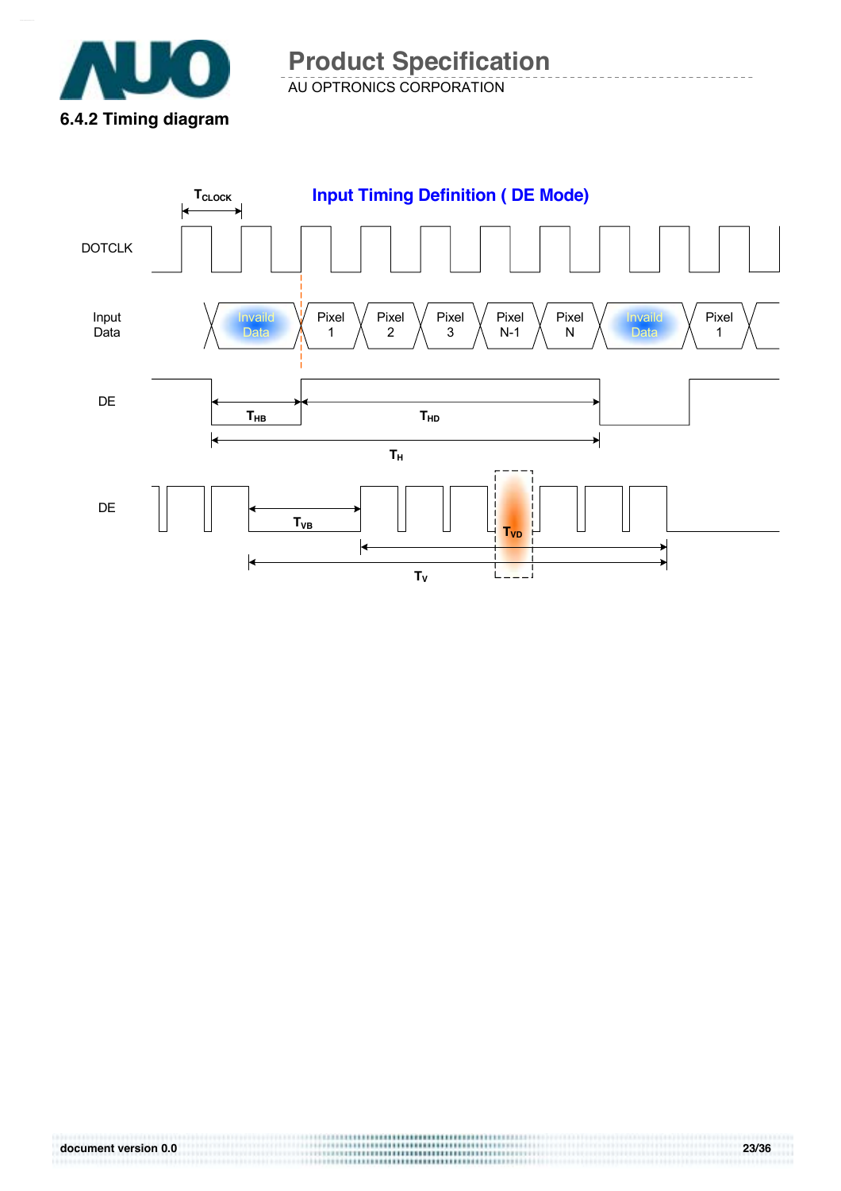### 6.4.2 Timing diagram

**Input Timing Definition ( DE Mode)**

$T_{CLOCK}$

DOTCLK

Input Data: Invaild Data | Pixel 1 | Pixel 2 | Pixel 3 | Pixel N-1 | Pixel N | Invaild Data | Pixel 1

DE: $T_{HB}$ $T_{HD}$ $T_{H}$

DE: $T_{VB}$ $T_{VD}$ $T_{V}$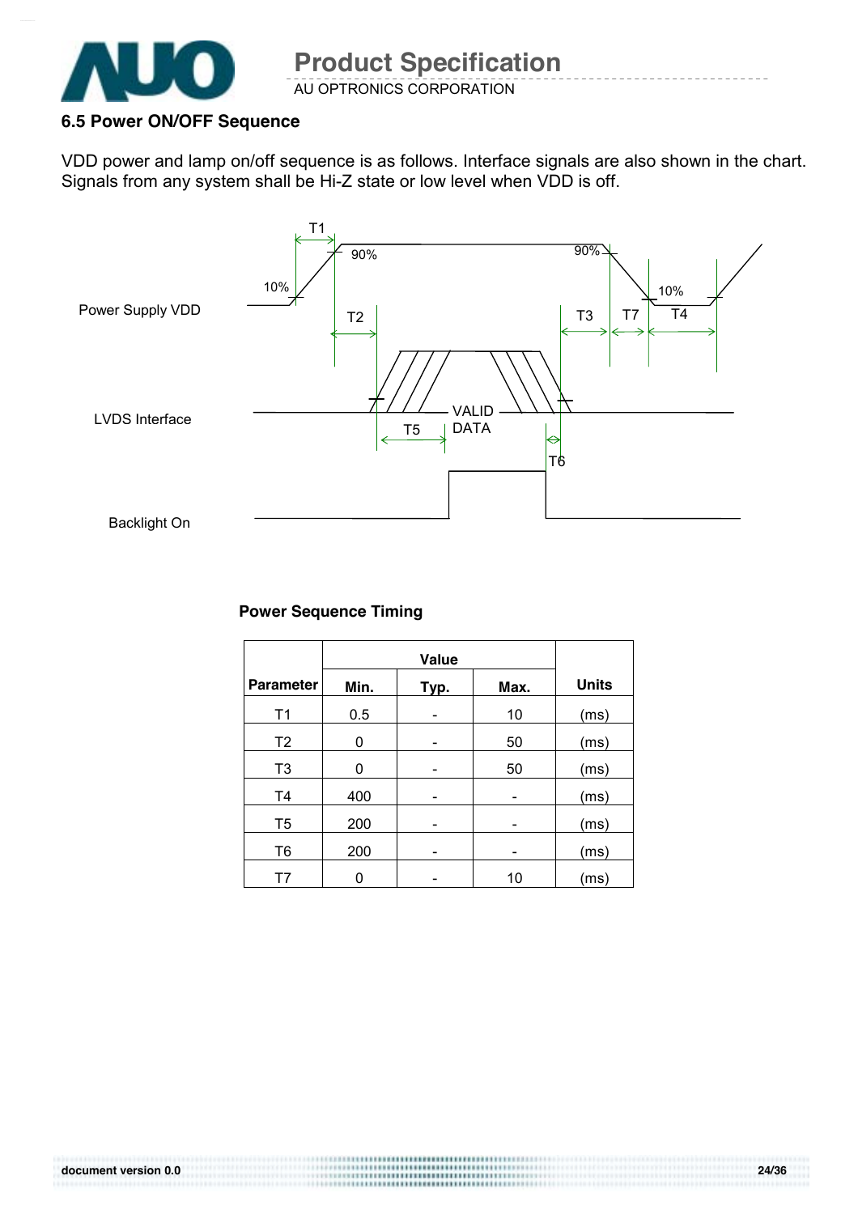### 6.5 Power ON/OFF Sequence

VDD power and lamp on/off sequence is as follows. Interface signals are also shown in the chart. Signals from any system shall be Hi-Z state or low level when VDD is off.

Power Supply VDD

LVDS Interface

Backlight On

**Power Sequence Timing**

| Parameter | Value | | | Units |
|---|---|---|---|---|
| | Min. | Typ. | Max. | |
| T1 | 0.5 | - | 10 | (ms) |
| T2 | 0 | - | 50 | (ms) |
| T3 | 0 | - | 50 | (ms) |
| T4 | 400 | - | - | (ms) |
| T5 | 200 | - | - | (ms) |
| T6 | 200 | - | - | (ms) |
| T7 | 0 | - | 10 | (ms) |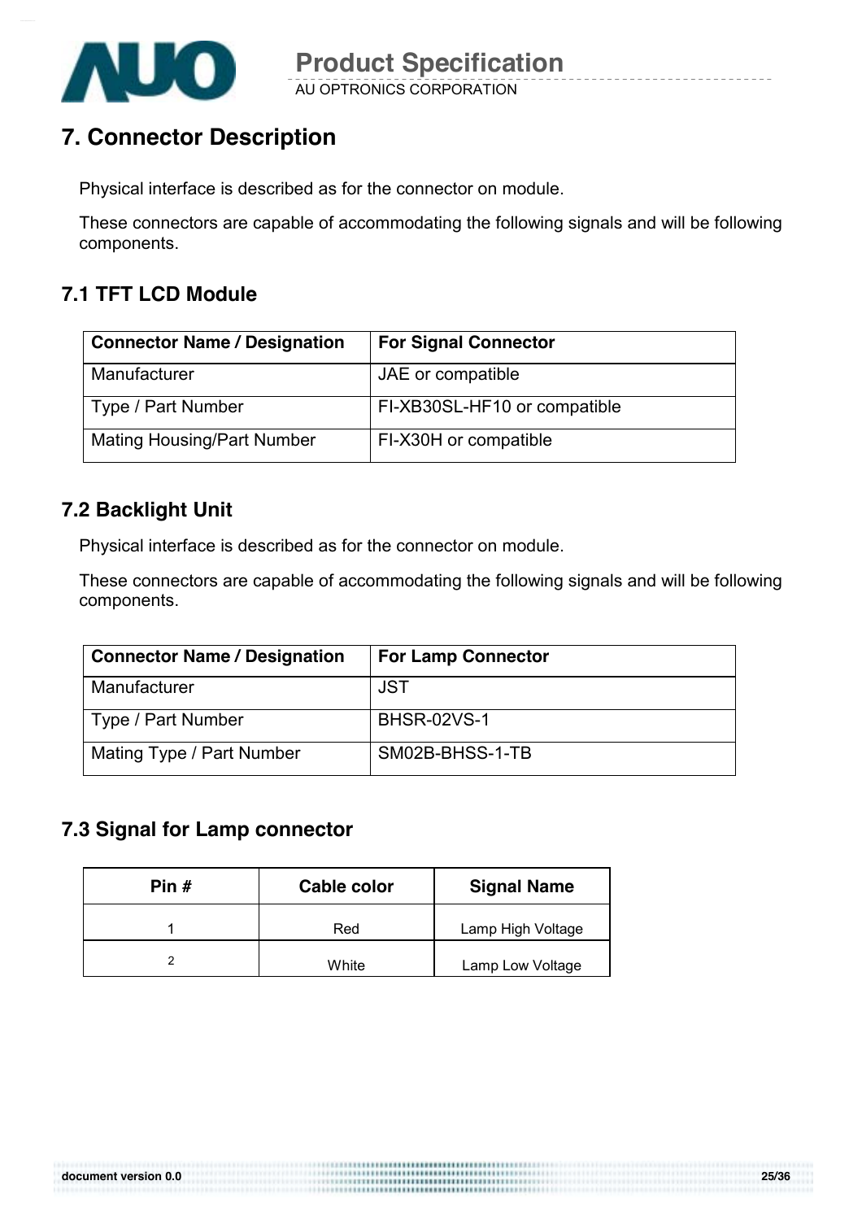# 7. Connector Description

Physical interface is described as for the connector on module.

These connectors are capable of accommodating the following signals and will be following components.

## 7.1 TFT LCD Module

| Connector Name / Designation | For Signal Connector |
|---|---|
| Manufacturer | JAE or compatible |
| Type / Part Number | FI-XB30SL-HF10 or compatible |
| Mating Housing/Part Number | FI-X30H or compatible |

## 7.2 Backlight Unit

Physical interface is described as for the connector on module.

These connectors are capable of accommodating the following signals and will be following components.

| Connector Name / Designation | For Lamp Connector |
|---|---|
| Manufacturer | JST |
| Type / Part Number | BHSR-02VS-1 |
| Mating Type / Part Number | SM02B-BHSS-1-TB |

## 7.3 Signal for Lamp connector

| Pin # | Cable color | Signal Name |
|---|---|---|
| 1 | Red | Lamp High Voltage |
| 2 | White | Lamp Low Voltage |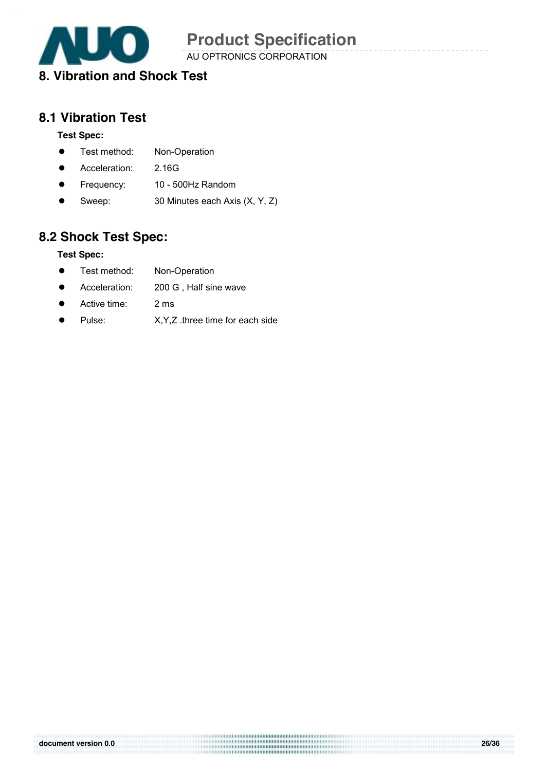# 8. Vibration and Shock Test

## 8.1 Vibration Test

**Test Spec:**

- Test method: Non-Operation
- Acceleration: 2.16G
- Frequency: 10 - 500Hz Random
- Sweep: 30 Minutes each Axis (X, Y, Z)

## 8.2 Shock Test Spec:

**Test Spec:**

- Test method: Non-Operation
- Acceleration: 200 G , Half sine wave
- Active time: 2 ms
- Pulse: X,Y,Z .three time for each side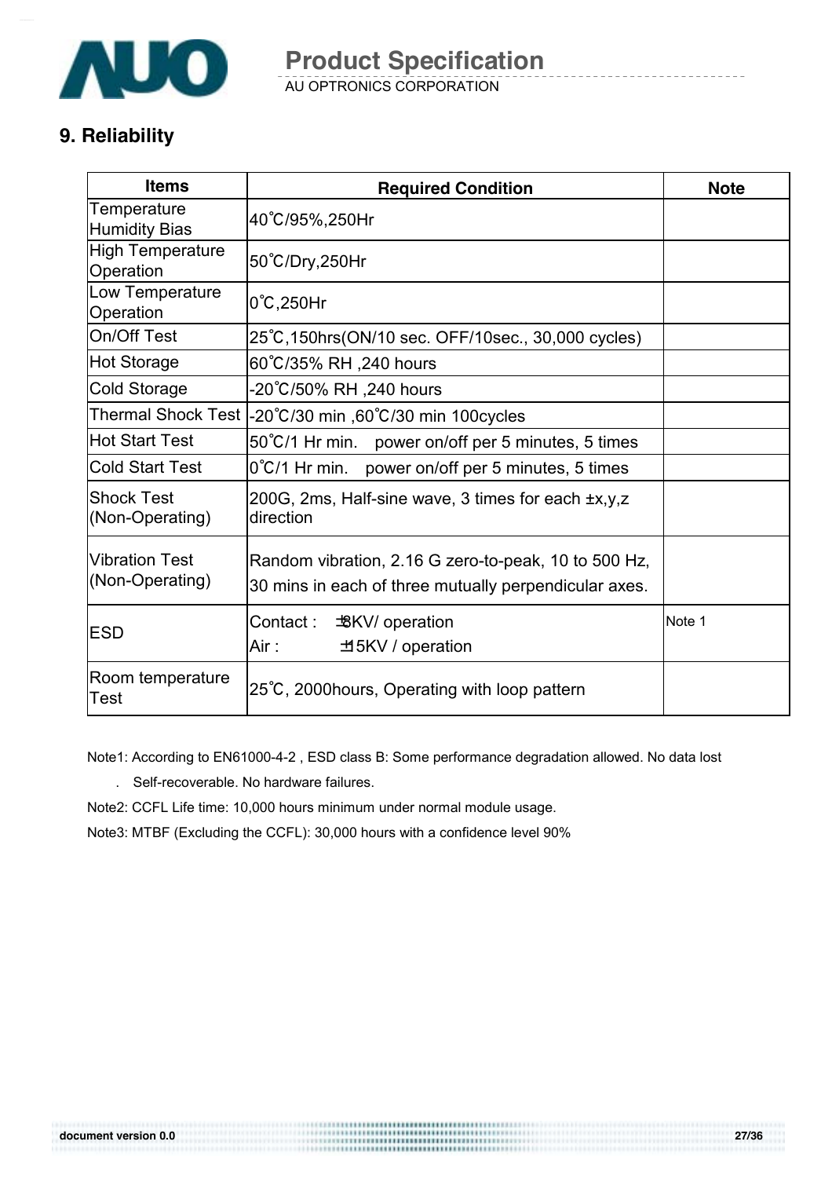## 9. Reliability

| Items | Required Condition | Note |
|---|---|---|
| Temperature Humidity Bias | 40℃/95%,250Hr | |
| High Temperature Operation | 50℃/Dry,250Hr | |
| Low Temperature Operation | 0℃,250Hr | |
| On/Off Test | 25℃,150hrs(ON/10 sec. OFF/10sec., 30,000 cycles) | |
| Hot Storage | 60℃/35% RH ,240 hours | |
| Cold Storage | -20℃/50% RH ,240 hours | |
| Thermal Shock Test | -20℃/30 min ,60℃/30 min 100cycles | |
| Hot Start Test | 50℃/1 Hr min. power on/off per 5 minutes, 5 times | |
| Cold Start Test | 0℃/1 Hr min. power on/off per 5 minutes, 5 times | |
| Shock Test (Non-Operating) | 200G, 2ms, Half-sine wave, 3 times for each ±x,y,z direction | |
| Vibration Test (Non-Operating) | Random vibration, 2.16 G zero-to-peak, 10 to 500 Hz, 30 mins in each of three mutually perpendicular axes. | |
| ESD | Contact : ±8KV/ operation<br>Air : ±15KV / operation | Note 1 |
| Room temperature Test | 25℃, 2000hours, Operating with loop pattern | |

Note1: According to EN61000-4-2 , ESD class B: Some performance degradation allowed. No data lost . Self-recoverable. No hardware failures.

Note2: CCFL Life time: 10,000 hours minimum under normal module usage.

Note3: MTBF (Excluding the CCFL): 30,000 hours with a confidence level 90%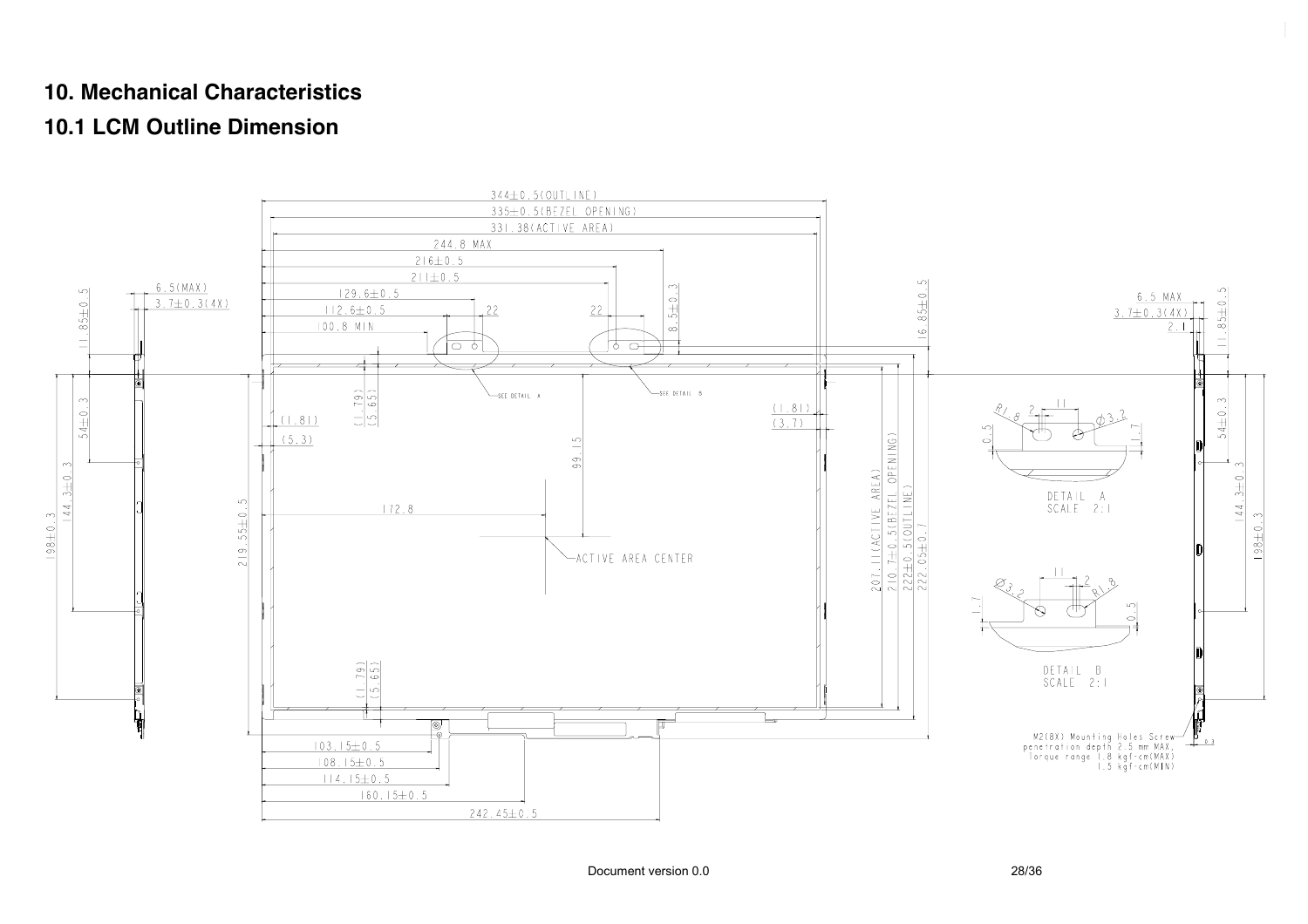## 10. Mechanical Characteristics

### 10.1 LCM Outline Dimension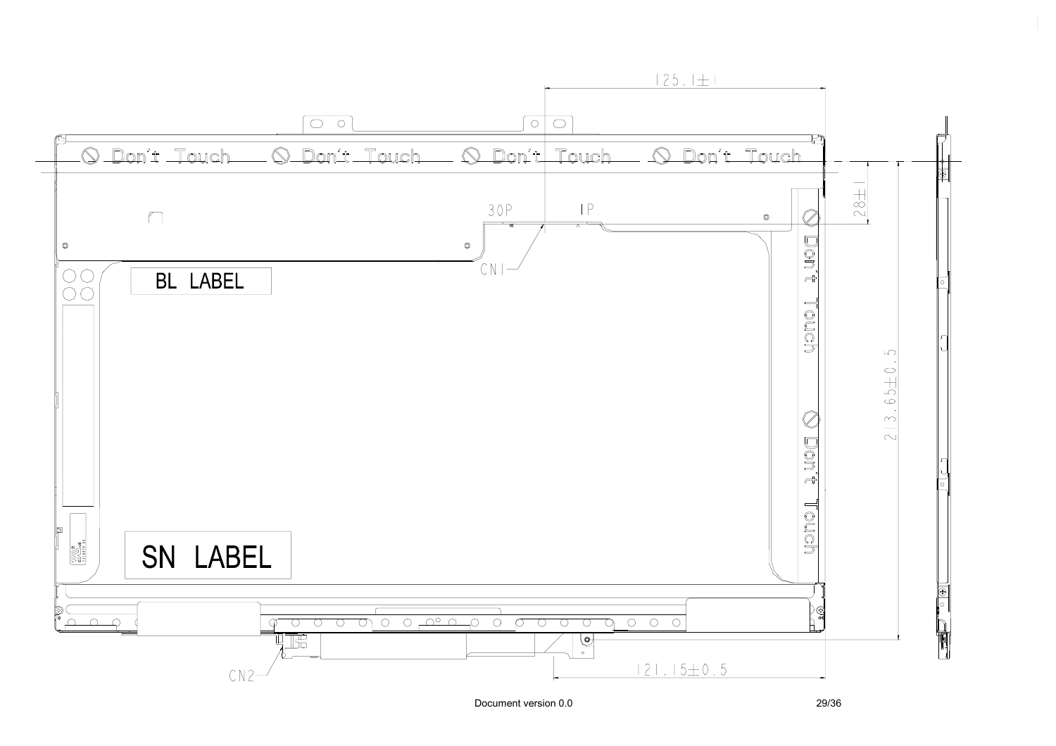125.1±1

Don't Touch　Don't Touch　Don't Touch　Don't Touch

28±1

30P　1P

CN1

BL LABEL

Don't Touch

213.65±0.5

Don't Touch

SN LABEL

CN2

121.15±0.5

Document version 0.0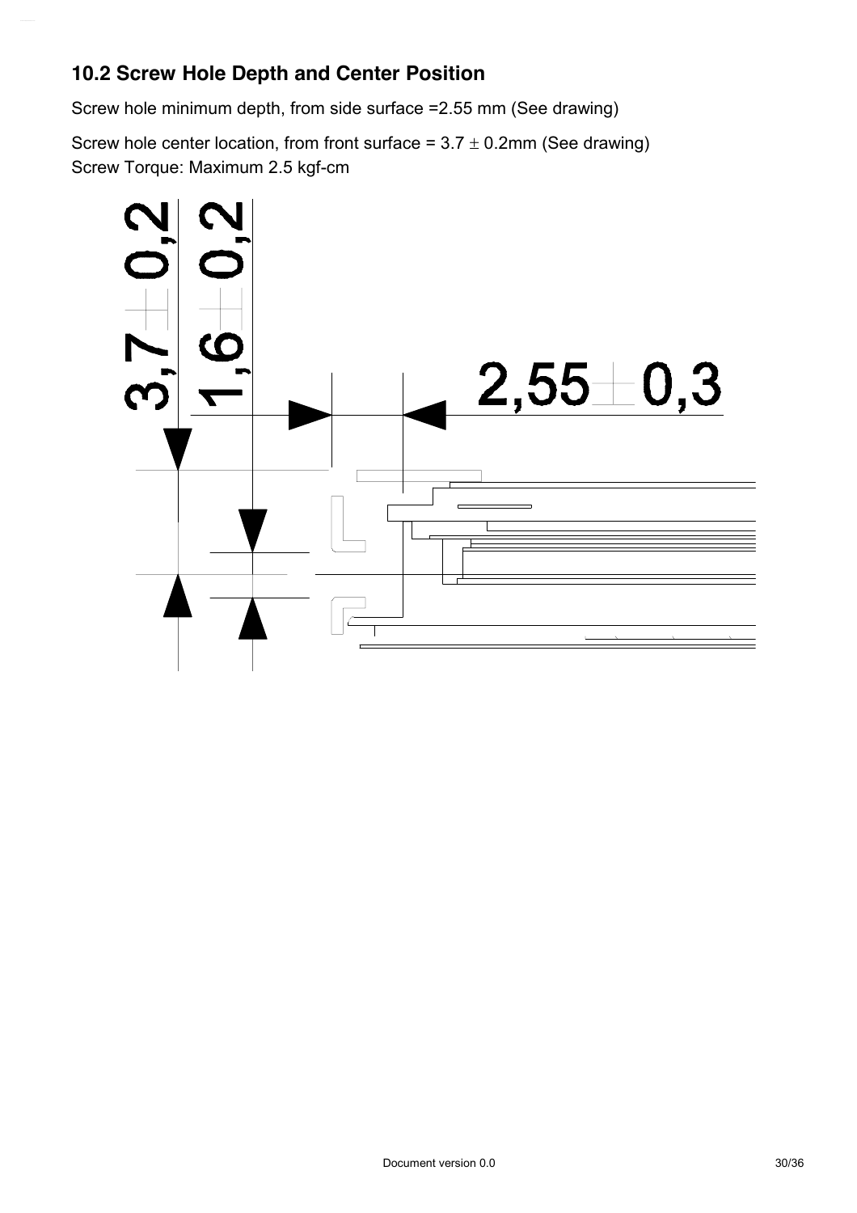### 10.2 Screw Hole Depth and Center Position

Screw hole minimum depth, from side surface =2.55 mm (See drawing)

Screw hole center location, from front surface = 3.7 ± 0.2mm (See drawing)

Screw Torque: Maximum 2.5 kgf-cm

3,7 ± 0,2

1,6 ± 0,2

2,55 ± 0,3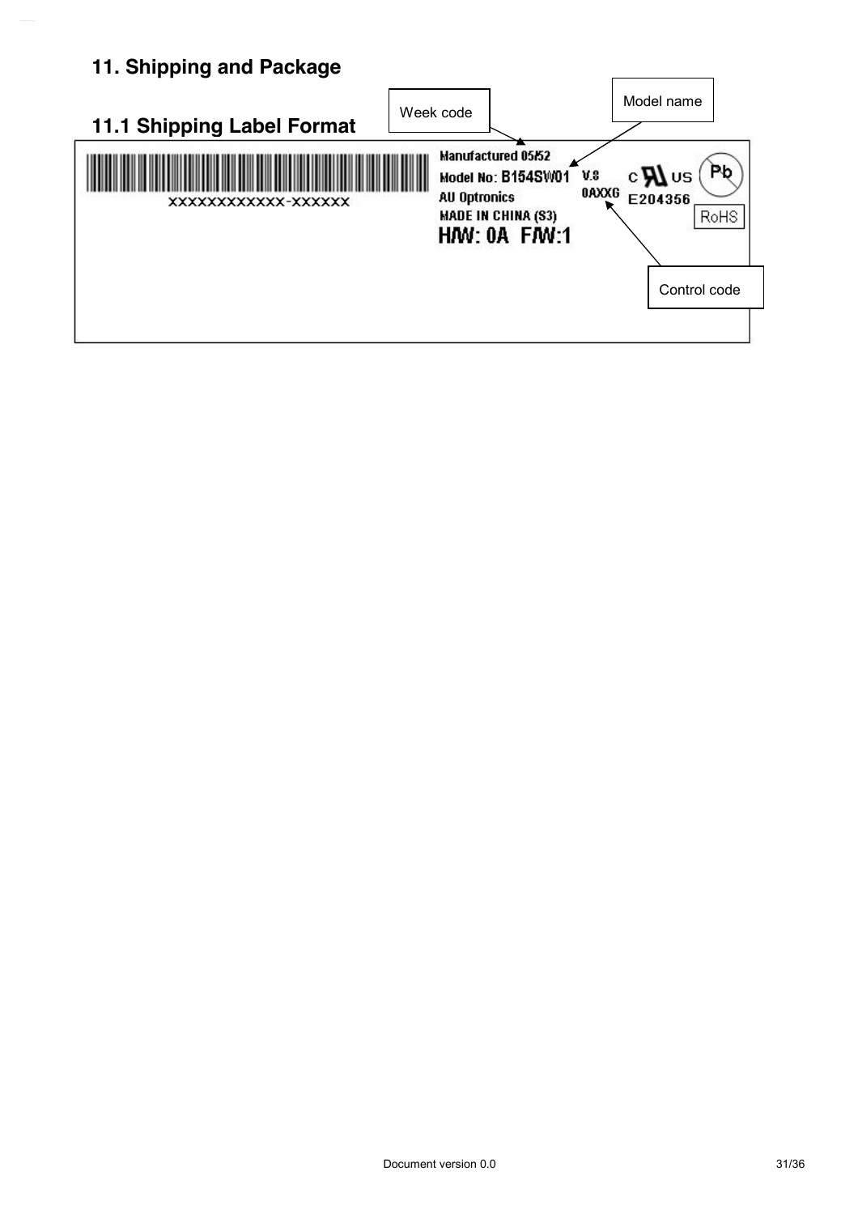## 11. Shipping and Package

### 11.1 Shipping Label Format

Week code

Model name

XXXXXXXXXXXX-XXXXXX

Manufactured 05/52
Model No: B154SW01 V.8
AU Optronics 0AXXG
MADE IN CHINA (S3)
H/W: 0A F/W:1

c US E204356

Pb

RoHS

Control code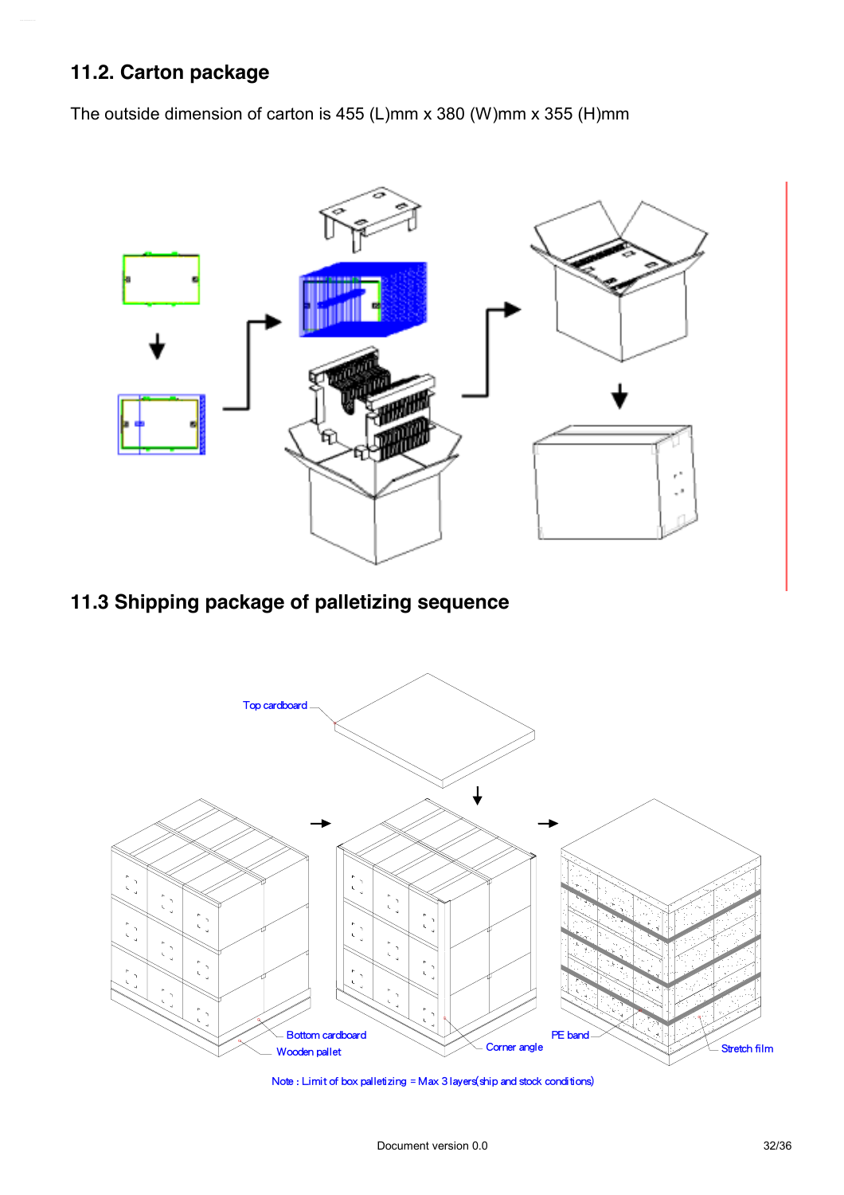## 11.2. Carton package

The outside dimension of carton is 455 (L)mm x 380 (W)mm x 355 (H)mm

## 11.3 Shipping package of palletizing sequence

Top cardboard

Bottom cardboard

Wooden pallet

Corner angle

PE band

Stretch film

Note : Limit of box palletizing = Max 3 layers(ship and stock conditions)

Document version 0.0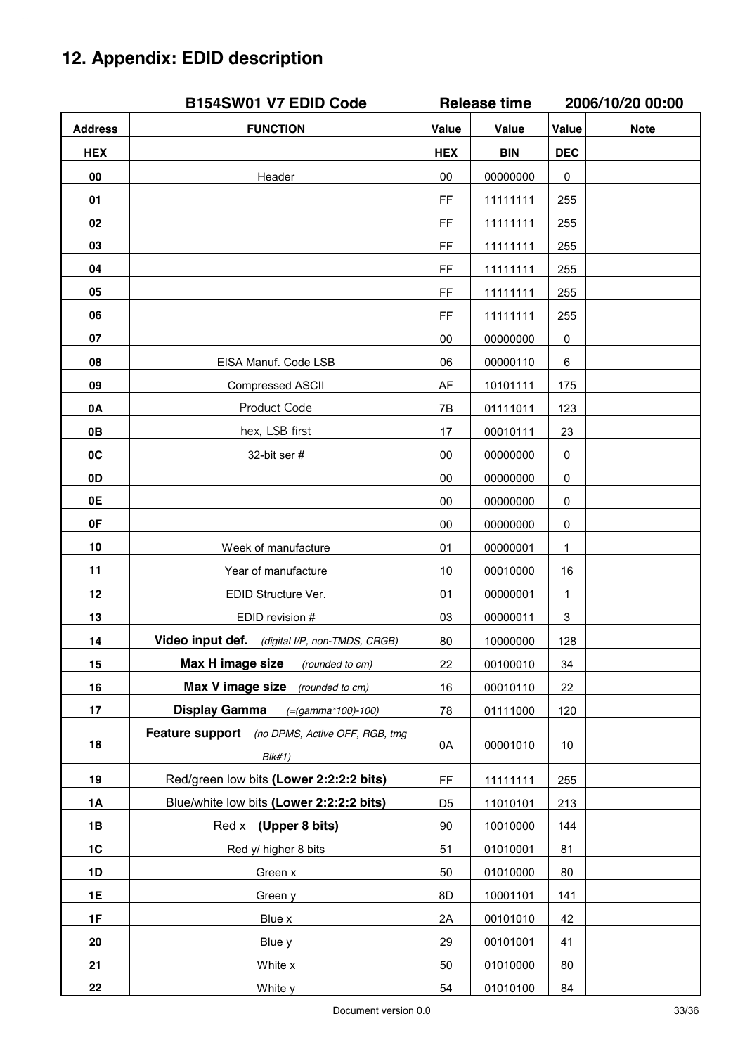## 12. Appendix: EDID description

| B154SW01 V7 EDID Code | | Release time | | 2006/10/20 00:00 | |
|---|---|---|---|---|---|
| **Address** | **FUNCTION** | **Value** | **Value** | **Value** | **Note** |
| **HEX** | | **HEX** | **BIN** | **DEC** | |
| **00** | Header | 00 | 00000000 | 0 | |
| **01** | | FF | 11111111 | 255 | |
| **02** | | FF | 11111111 | 255 | |
| **03** | | FF | 11111111 | 255 | |
| **04** | | FF | 11111111 | 255 | |
| **05** | | FF | 11111111 | 255 | |
| **06** | | FF | 11111111 | 255 | |
| **07** | | 00 | 00000000 | 0 | |
| **08** | EISA Manuf. Code LSB | 06 | 00000110 | 6 | |
| **09** | Compressed ASCII | AF | 10101111 | 175 | |
| **0A** | Product Code | 7B | 01111011 | 123 | |
| **0B** | hex, LSB first | 17 | 00010111 | 23 | |
| **0C** | 32-bit ser # | 00 | 00000000 | 0 | |
| **0D** | | 00 | 00000000 | 0 | |
| **0E** | | 00 | 00000000 | 0 | |
| **0F** | | 00 | 00000000 | 0 | |
| **10** | Week of manufacture | 01 | 00000001 | 1 | |
| **11** | Year of manufacture | 10 | 00010000 | 16 | |
| **12** | EDID Structure Ver. | 01 | 00000001 | 1 | |
| **13** | EDID revision # | 03 | 00000011 | 3 | |
| **14** | **Video input def.** *(digital I/P, non-TMDS, CRGB)* | 80 | 10000000 | 128 | |
| **15** | **Max H image size** *(rounded to cm)* | 22 | 00100010 | 34 | |
| **16** | **Max V image size** *(rounded to cm)* | 16 | 00010110 | 22 | |
| **17** | **Display Gamma** *(=(gamma\*100)-100)* | 78 | 01111000 | 120 | |
| **18** | **Feature support** *(no DPMS, Active OFF, RGB, tmg Blk#1)* | 0A | 00001010 | 10 | |
| **19** | Red/green low bits **(Lower 2:2:2:2 bits)** | FF | 11111111 | 255 | |
| **1A** | Blue/white low bits **(Lower 2:2:2:2 bits)** | D5 | 11010101 | 213 | |
| **1B** | Red x **(Upper 8 bits)** | 90 | 10010000 | 144 | |
| **1C** | Red y/ higher 8 bits | 51 | 01010001 | 81 | |
| **1D** | Green x | 50 | 01010000 | 80 | |
| **1E** | Green y | 8D | 10001101 | 141 | |
| **1F** | Blue x | 2A | 00101010 | 42 | |
| **20** | Blue y | 29 | 00101001 | 41 | |
| **21** | White x | 50 | 01010000 | 80 | |
| **22** | White y | 54 | 01010100 | 84 | |

Document version 0.0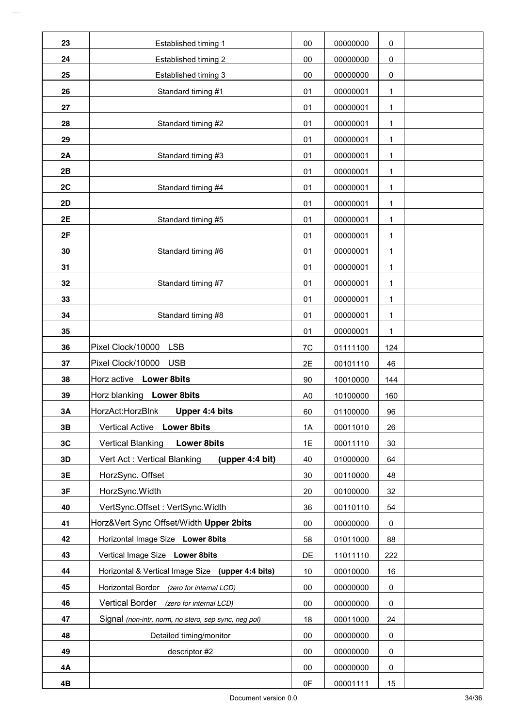| | | | | | |
|---|---|---|---|---|---|
| **23** | Established timing 1 | 00 | 00000000 | 0 | |
| **24** | Established timing 2 | 00 | 00000000 | 0 | |
| **25** | Established timing 3 | 00 | 00000000 | 0 | |
| **26** | Standard timing #1 | 01 | 00000001 | 1 | |
| **27** | | 01 | 00000001 | 1 | |
| **28** | Standard timing #2 | 01 | 00000001 | 1 | |
| **29** | | 01 | 00000001 | 1 | |
| **2A** | Standard timing #3 | 01 | 00000001 | 1 | |
| **2B** | | 01 | 00000001 | 1 | |
| **2C** | Standard timing #4 | 01 | 00000001 | 1 | |
| **2D** | | 01 | 00000001 | 1 | |
| **2E** | Standard timing #5 | 01 | 00000001 | 1 | |
| **2F** | | 01 | 00000001 | 1 | |
| **30** | Standard timing #6 | 01 | 00000001 | 1 | |
| **31** | | 01 | 00000001 | 1 | |
| **32** | Standard timing #7 | 01 | 00000001 | 1 | |
| **33** | | 01 | 00000001 | 1 | |
| **34** | Standard timing #8 | 01 | 00000001 | 1 | |
| **35** | | 01 | 00000001 | 1 | |
| **36** | Pixel Clock/10000 LSB | 7C | 01111100 | 124 | |
| **37** | Pixel Clock/10000 USB | 2E | 00101110 | 46 | |
| **38** | Horz active **Lower 8bits** | 90 | 10010000 | 144 | |
| **39** | Horz blanking **Lower 8bits** | A0 | 10100000 | 160 | |
| **3A** | HorzAct:HorzBlnk **Upper 4:4 bits** | 60 | 01100000 | 96 | |
| **3B** | Vertical Active **Lower 8bits** | 1A | 00011010 | 26 | |
| **3C** | Vertical Blanking **Lower 8bits** | 1E | 00011110 | 30 | |
| **3D** | Vert Act : Vertical Blanking **(upper 4:4 bit)** | 40 | 01000000 | 64 | |
| **3E** | HorzSync. Offset | 30 | 00110000 | 48 | |
| **3F** | HorzSync.Width | 20 | 00100000 | 32 | |
| **40** | VertSync.Offset : VertSync.Width | 36 | 00110110 | 54 | |
| **41** | Horz&Vert Sync Offset/Width **Upper 2bits** | 00 | 00000000 | 0 | |
| **42** | Horizontal Image Size **Lower 8bits** | 58 | 01011000 | 88 | |
| **43** | Vertical Image Size **Lower 8bits** | DE | 11011110 | 222 | |
| **44** | Horizontal & Vertical Image Size **(upper 4:4 bits)** | 10 | 00010000 | 16 | |
| **45** | Horizontal Border *(zero for internal LCD)* | 00 | 00000000 | 0 | |
| **46** | Vertical Border *(zero for internal LCD)* | 00 | 00000000 | 0 | |
| **47** | Signal *(non-intr, norm, no stero, sep sync, neg pol)* | 18 | 00011000 | 24 | |
| **48** | Detailed timing/monitor | 00 | 00000000 | 0 | |
| **49** | descriptor #2 | 00 | 00000000 | 0 | |
| **4A** | | 00 | 00000000 | 0 | |
| **4B** | | 0F | 00001111 | 15 | |

Document version 0.0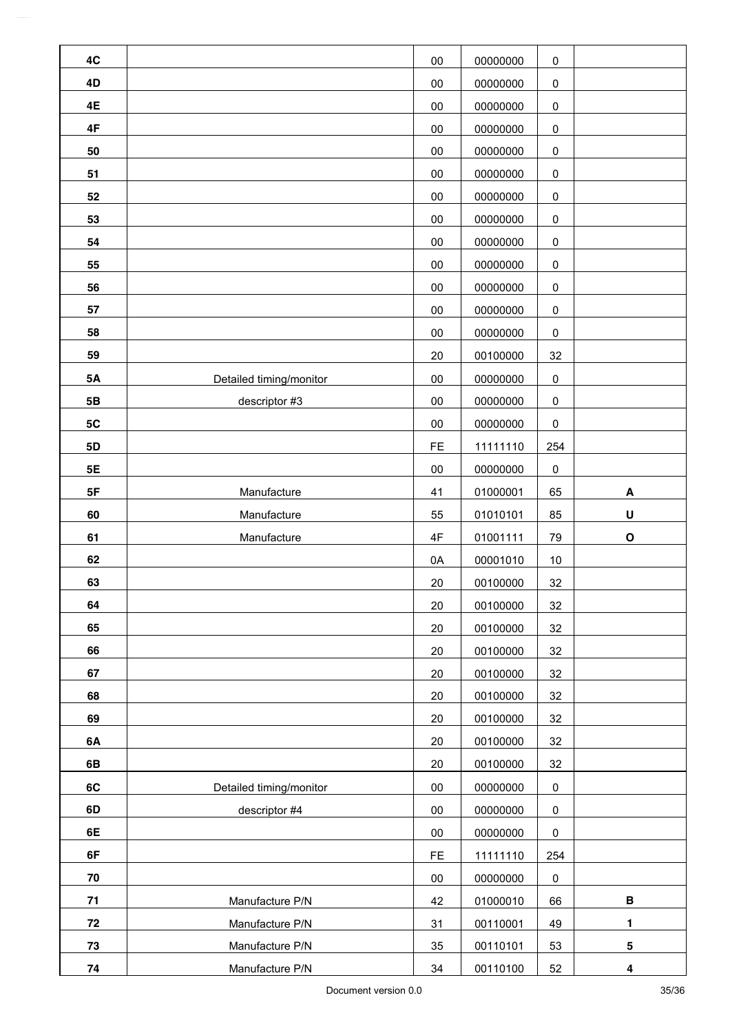| | | | | | |
|---|---|---|---|---|---|
| **4C** | | 00 | 00000000 | 0 | |
| **4D** | | 00 | 00000000 | 0 | |
| **4E** | | 00 | 00000000 | 0 | |
| **4F** | | 00 | 00000000 | 0 | |
| **50** | | 00 | 00000000 | 0 | |
| **51** | | 00 | 00000000 | 0 | |
| **52** | | 00 | 00000000 | 0 | |
| **53** | | 00 | 00000000 | 0 | |
| **54** | | 00 | 00000000 | 0 | |
| **55** | | 00 | 00000000 | 0 | |
| **56** | | 00 | 00000000 | 0 | |
| **57** | | 00 | 00000000 | 0 | |
| **58** | | 00 | 00000000 | 0 | |
| **59** | | 20 | 00100000 | 32 | |
| **5A** | Detailed timing/monitor | 00 | 00000000 | 0 | |
| **5B** | descriptor #3 | 00 | 00000000 | 0 | |
| **5C** | | 00 | 00000000 | 0 | |
| **5D** | | FE | 11111110 | 254 | |
| **5E** | | 00 | 00000000 | 0 | |
| **5F** | Manufacture | 41 | 01000001 | 65 | **A** |
| **60** | Manufacture | 55 | 01010101 | 85 | **U** |
| **61** | Manufacture | 4F | 01001111 | 79 | **O** |
| **62** | | 0A | 00001010 | 10 | |
| **63** | | 20 | 00100000 | 32 | |
| **64** | | 20 | 00100000 | 32 | |
| **65** | | 20 | 00100000 | 32 | |
| **66** | | 20 | 00100000 | 32 | |
| **67** | | 20 | 00100000 | 32 | |
| **68** | | 20 | 00100000 | 32 | |
| **69** | | 20 | 00100000 | 32 | |
| **6A** | | 20 | 00100000 | 32 | |
| **6B** | | 20 | 00100000 | 32 | |
| **6C** | Detailed timing/monitor | 00 | 00000000 | 0 | |
| **6D** | descriptor #4 | 00 | 00000000 | 0 | |
| **6E** | | 00 | 00000000 | 0 | |
| **6F** | | FE | 11111110 | 254 | |
| **70** | | 00 | 00000000 | 0 | |
| **71** | Manufacture P/N | 42 | 01000010 | 66 | **B** |
| **72** | Manufacture P/N | 31 | 00110001 | 49 | **1** |
| **73** | Manufacture P/N | 35 | 00110101 | 53 | **5** |
| **74** | Manufacture P/N | 34 | 00110100 | 52 | **4** |

Document version 0.0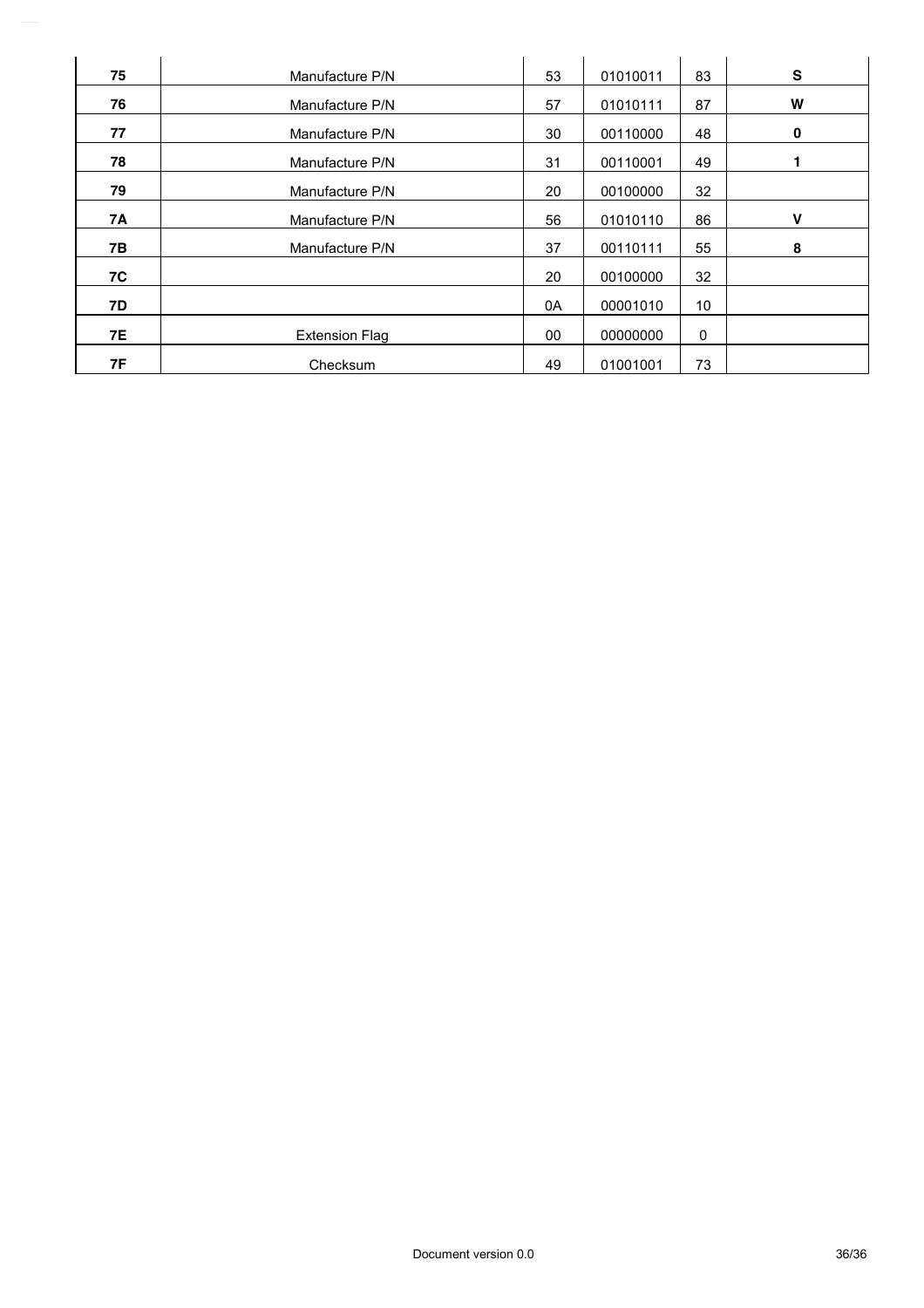| | | | | | |
|---|---|---|---|---|---|
| **75** | Manufacture P/N | 53 | 01010011 | 83 | **S** |
| **76** | Manufacture P/N | 57 | 01010111 | 87 | **W** |
| **77** | Manufacture P/N | 30 | 00110000 | 48 | **0** |
| **78** | Manufacture P/N | 31 | 00110001 | 49 | **1** |
| **79** | Manufacture P/N | 20 | 00100000 | 32 | |
| **7A** | Manufacture P/N | 56 | 01010110 | 86 | **V** |
| **7B** | Manufacture P/N | 37 | 00110111 | 55 | **8** |
| **7C** | | 20 | 00100000 | 32 | |
| **7D** | | 0A | 00001010 | 10 | |
| **7E** | Extension Flag | 00 | 00000000 | 0 | |
| **7F** | Checksum | 49 | 01001001 | 73 | |

Document version 0.0